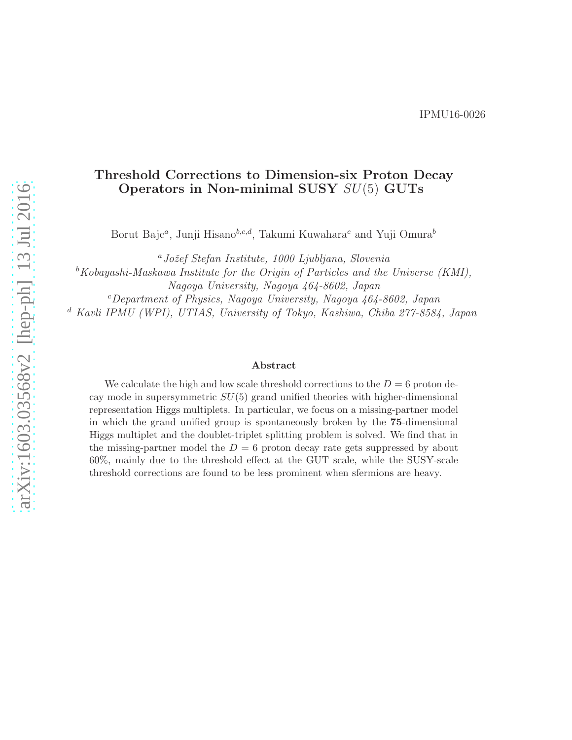IPMU16-0026

# Threshold Corrections to Dimension-six Proton Decay Operators in Non-minimal SUSY $SU(5)$ GUTs

Borut Bajc[a], Junji Hisano[b,c,d], Takumi Kuwahara[c] and Yuji Omura[b]

[a] *Jožef Stefan Institute, 1000 Ljubljana, Slovenia*

[b] *Kobayashi-Maskawa Institute for the Origin of Particles and the Universe (KMI), Nagoya University, Nagoya 464-8602, Japan*

[c] *Department of Physics, Nagoya University, Nagoya 464-8602, Japan*

[d] *Kavli IPMU (WPI), UTIAS, University of Tokyo, Kashiwa, Chiba 277-8584, Japan*

## Abstract

We calculate the high and low scale threshold corrections to the $D = 6$ proton decay mode in supersymmetric $SU(5)$ grand unified theories with higher-dimensional representation Higgs multiplets. In particular, we focus on a missing-partner model in which the grand unified group is spontaneously broken by the **75**-dimensional Higgs multiplet and the doublet-triplet splitting problem is solved. We find that in the missing-partner model the $D = 6$ proton decay rate gets suppressed by about 60%, mainly due to the threshold effect at the GUT scale, while the SUSY-scale threshold corrections are found to be less prominent when sfermions are heavy.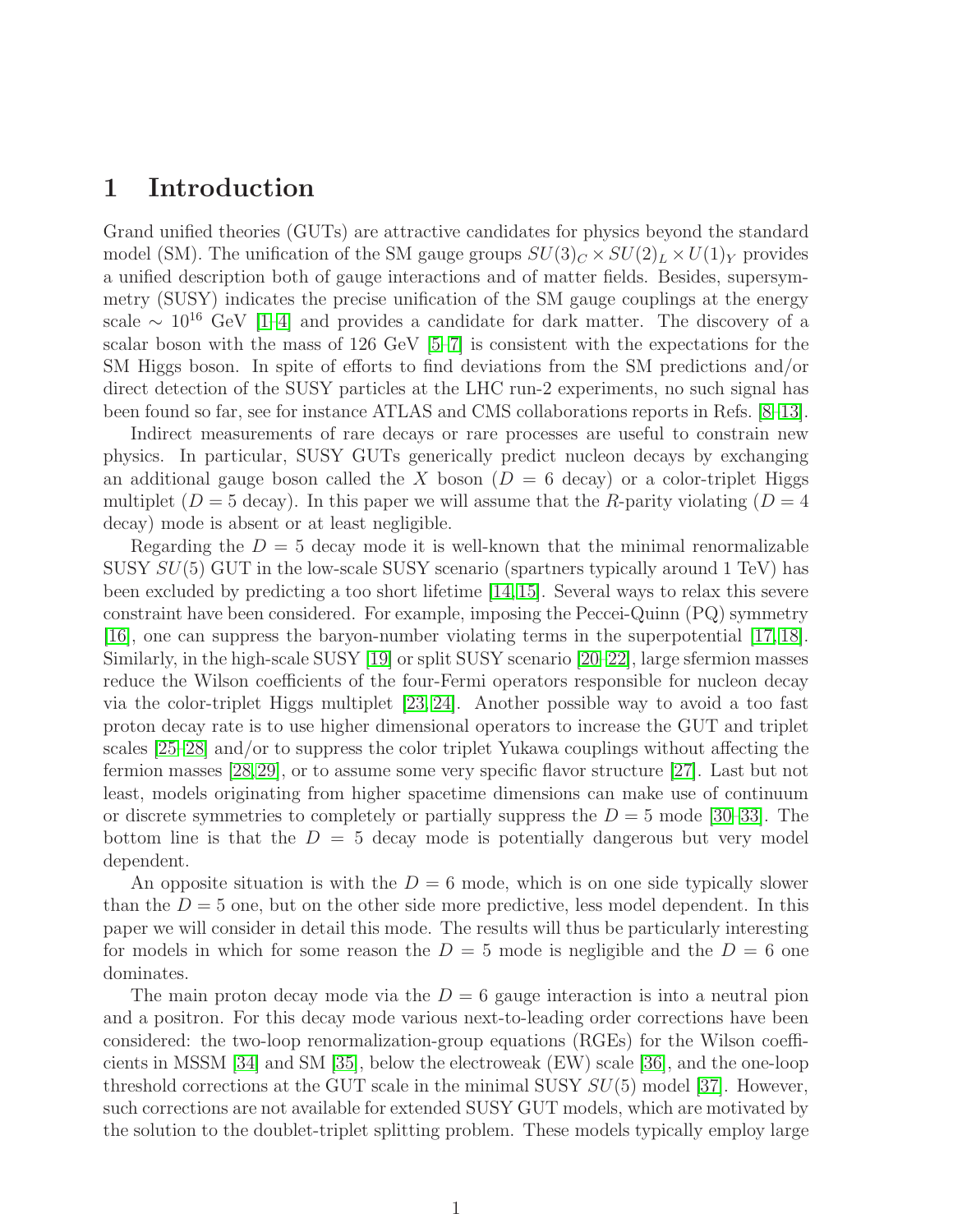# 1 Introduction

Grand unified theories (GUTs) are attractive candidates for physics beyond the standard model (SM). The unification of the SM gauge groups $SU(3)_C \times SU(2)_L \times U(1)_Y$ provides a unified description both of gauge interactions and of matter fields. Besides, supersymmetry (SUSY) indicates the precise unification of the SM gauge couplings at the energy scale $\sim 10^{16}$ GeV [1–4] and provides a candidate for dark matter. The discovery of a scalar boson with the mass of 126 GeV [5–7] is consistent with the expectations for the SM Higgs boson. In spite of efforts to find deviations from the SM predictions and/or direct detection of the SUSY particles at the LHC run-2 experiments, no such signal has been found so far, see for instance ATLAS and CMS collaborations reports in Refs. [8–13].

Indirect measurements of rare decays or rare processes are useful to constrain new physics. In particular, SUSY GUTs generically predict nucleon decays by exchanging an additional gauge boson called the $X$ boson ($D = 6$ decay) or a color-triplet Higgs multiplet ($D = 5$ decay). In this paper we will assume that the $R$-parity violating ($D = 4$ decay) mode is absent or at least negligible.

Regarding the $D = 5$ decay mode it is well-known that the minimal renormalizable SUSY $SU(5)$ GUT in the low-scale SUSY scenario (spartners typically around 1 TeV) has been excluded by predicting a too short lifetime [14, 15]. Several ways to relax this severe constraint have been considered. For example, imposing the Peccei-Quinn (PQ) symmetry [16], one can suppress the baryon-number violating terms in the superpotential [17, 18]. Similarly, in the high-scale SUSY [19] or split SUSY scenario [20–22], large sfermion masses reduce the Wilson coefficients of the four-Fermi operators responsible for nucleon decay via the color-triplet Higgs multiplet [23, 24]. Another possible way to avoid a too fast proton decay rate is to use higher dimensional operators to increase the GUT and triplet scales [25–28] and/or to suppress the color triplet Yukawa couplings without affecting the fermion masses [28, 29], or to assume some very specific flavor structure [27]. Last but not least, models originating from higher spacetime dimensions can make use of continuum or discrete symmetries to completely or partially suppress the $D = 5$ mode [30–33]. The bottom line is that the $D = 5$ decay mode is potentially dangerous but very model dependent.

An opposite situation is with the $D = 6$ mode, which is on one side typically slower than the $D = 5$ one, but on the other side more predictive, less model dependent. In this paper we will consider in detail this mode. The results will thus be particularly interesting for models in which for some reason the $D = 5$ mode is negligible and the $D = 6$ one dominates.

The main proton decay mode via the $D = 6$ gauge interaction is into a neutral pion and a positron. For this decay mode various next-to-leading order corrections have been considered: the two-loop renormalization-group equations (RGEs) for the Wilson coefficients in MSSM [34] and SM [35], below the electroweak (EW) scale [36], and the one-loop threshold corrections at the GUT scale in the minimal SUSY $SU(5)$ model [37]. However, such corrections are not available for extended SUSY GUT models, which are motivated by the solution to the doublet-triplet splitting problem. These models typically employ large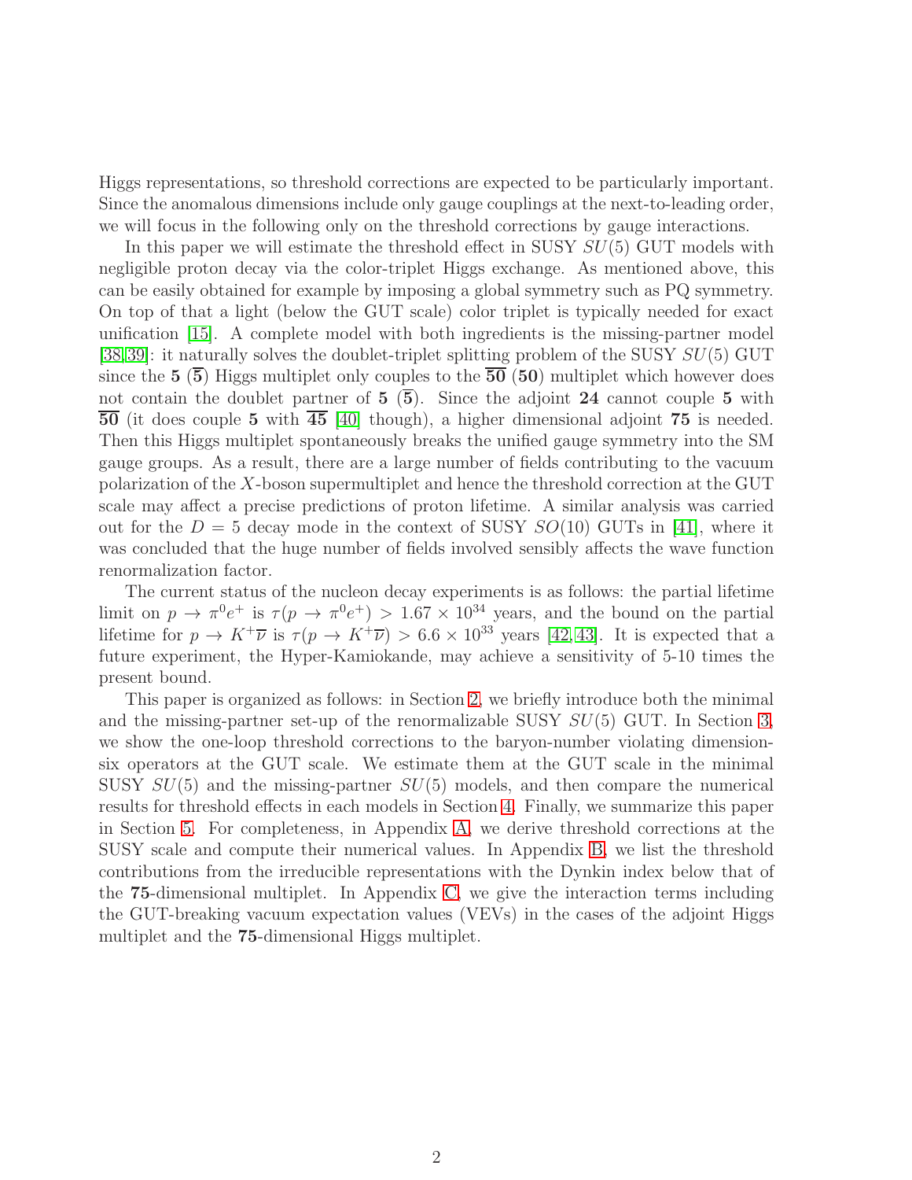Higgs representations, so threshold corrections are expected to be particularly important. Since the anomalous dimensions include only gauge couplings at the next-to-leading order, we will focus in the following only on the threshold corrections by gauge interactions.

In this paper we will estimate the threshold effect in SUSY $SU(5)$ GUT models with negligible proton decay via the color-triplet Higgs exchange. As mentioned above, this can be easily obtained for example by imposing a global symmetry such as PQ symmetry. On top of that a light (below the GUT scale) color triplet is typically needed for exact unification [15]. A complete model with both ingredients is the missing-partner model [38,39]: it naturally solves the doublet-triplet splitting problem of the SUSY $SU(5)$ GUT since the $\mathbf{5}$ ($\overline{\mathbf{5}}$) Higgs multiplet only couples to the $\overline{\mathbf{50}}$ ($\mathbf{50}$) multiplet which however does not contain the doublet partner of $\mathbf{5}$ ($\overline{\mathbf{5}}$). Since the adjoint $\mathbf{24}$ cannot couple $\mathbf{5}$ with $\overline{\mathbf{50}}$ (it does couple $\mathbf{5}$ with $\overline{\mathbf{45}}$ [40] though), a higher dimensional adjoint $\mathbf{75}$ is needed. Then this Higgs multiplet spontaneously breaks the unified gauge symmetry into the SM gauge groups. As a result, there are a large number of fields contributing to the vacuum polarization of the $X$-boson supermultiplet and hence the threshold correction at the GUT scale may affect a precise predictions of proton lifetime. A similar analysis was carried out for the $D = 5$ decay mode in the context of SUSY $SO(10)$ GUTs in [41], where it was concluded that the huge number of fields involved sensibly affects the wave function renormalization factor.

The current status of the nucleon decay experiments is as follows: the partial lifetime limit on $p \to \pi^0 e^+$ is $\tau(p \to \pi^0 e^+) > 1.67 \times 10^{34}$ years, and the bound on the partial lifetime for $p \to K^+ \overline{\nu}$ is $\tau(p \to K^+ \overline{\nu}) > 6.6 \times 10^{33}$ years [42,43]. It is expected that a future experiment, the Hyper-Kamiokande, may achieve a sensitivity of 5-10 times the present bound.

This paper is organized as follows: in Section 2, we briefly introduce both the minimal and the missing-partner set-up of the renormalizable SUSY $SU(5)$ GUT. In Section 3, we show the one-loop threshold corrections to the baryon-number violating dimension-six operators at the GUT scale. We estimate them at the GUT scale in the minimal SUSY $SU(5)$ and the missing-partner $SU(5)$ models, and then compare the numerical results for threshold effects in each models in Section 4. Finally, we summarize this paper in Section 5. For completeness, in Appendix A, we derive threshold corrections at the SUSY scale and compute their numerical values. In Appendix B, we list the threshold contributions from the irreducible representations with the Dynkin index below that of the $\mathbf{75}$-dimensional multiplet. In Appendix C, we give the interaction terms including the GUT-breaking vacuum expectation values (VEVs) in the cases of the adjoint Higgs multiplet and the $\mathbf{75}$-dimensional Higgs multiplet.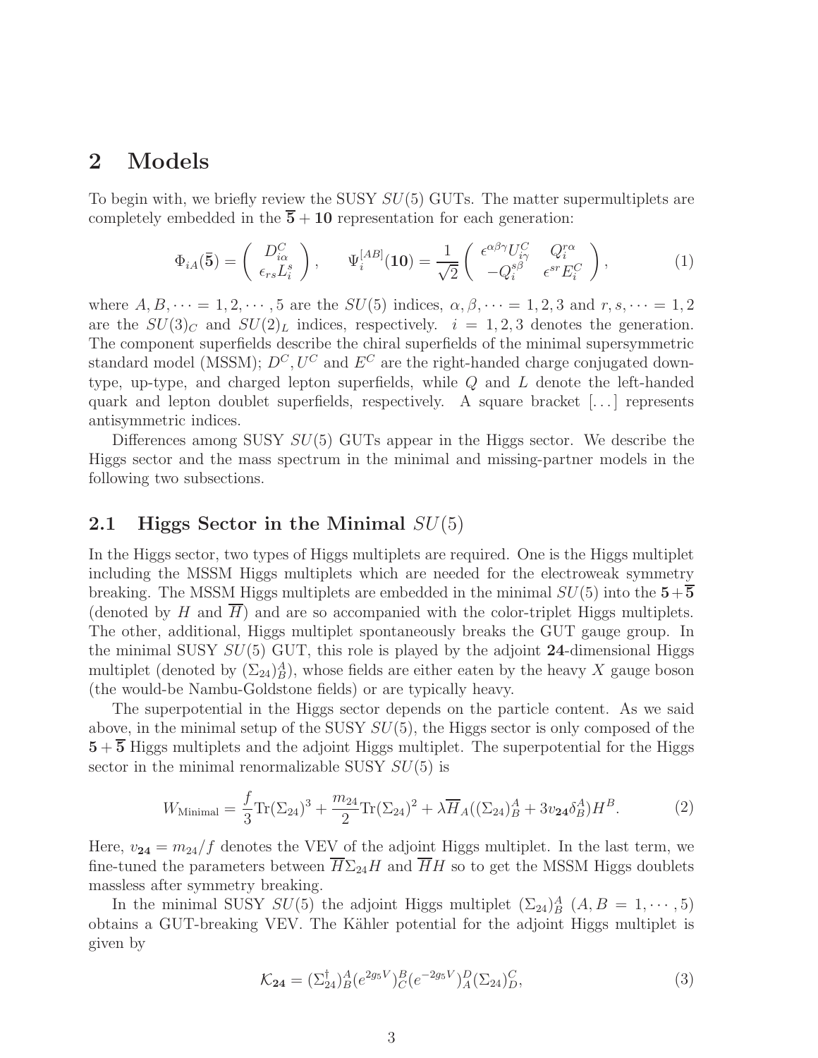## 2 Models

To begin with, we briefly review the SUSY $SU(5)$ GUTs. The matter supermultiplets are completely embedded in the $\overline{\mathbf{5}}+\mathbf{10}$ representation for each generation:

$$\Phi_{iA}(\bar{\mathbf{5}}) = \begin{pmatrix} D^C_{i\alpha} \\ \epsilon_{rs} L^s_i \end{pmatrix}, \qquad \Psi^{[AB]}_i(\mathbf{10}) = \frac{1}{\sqrt{2}} \begin{pmatrix} \epsilon^{\alpha\beta\gamma} U^C_{i\gamma} & Q^{r\alpha}_i \\ -Q^{s\beta}_i & \epsilon^{sr} E^C_i \end{pmatrix}, \tag{1}$$

where $A, B, \cdots = 1, 2, \cdots, 5$ are the $SU(5)$ indices, $\alpha, \beta, \cdots = 1, 2, 3$ and $r, s, \cdots = 1, 2$ are the $SU(3)_C$ and $SU(2)_L$ indices, respectively. $i = 1, 2, 3$ denotes the generation. The component superfields describe the chiral superfields of the minimal supersymmetric standard model (MSSM); $D^C, U^C$ and $E^C$ are the right-handed charge conjugated down-type, up-type, and charged lepton superfields, while $Q$ and $L$ denote the left-handed quark and lepton doublet superfields, respectively. A square bracket $[\dots]$ represents antisymmetric indices.

Differences among SUSY $SU(5)$ GUTs appear in the Higgs sector. We describe the Higgs sector and the mass spectrum in the minimal and missing-partner models in the following two subsections.

### 2.1 Higgs Sector in the Minimal $SU(5)$

In the Higgs sector, two types of Higgs multiplets are required. One is the Higgs multiplet including the MSSM Higgs multiplets which are needed for the electroweak symmetry breaking. The MSSM Higgs multiplets are embedded in the minimal $SU(5)$ into the $\mathbf{5}+\overline{\mathbf{5}}$ (denoted by $H$ and $\overline{H}$) and are so accompanied with the color-triplet Higgs multiplets. The other, additional, Higgs multiplet spontaneously breaks the GUT gauge group. In the minimal SUSY $SU(5)$ GUT, this role is played by the adjoint $\mathbf{24}$-dimensional Higgs multiplet (denoted by $(\Sigma_{24})^A_B$), whose fields are either eaten by the heavy $X$ gauge boson (the would-be Nambu-Goldstone fields) or are typically heavy.

The superpotential in the Higgs sector depends on the particle content. As we said above, in the minimal setup of the SUSY $SU(5)$, the Higgs sector is only composed of the $\mathbf{5}+\overline{\mathbf{5}}$ Higgs multiplets and the adjoint Higgs multiplet. The superpotential for the Higgs sector in the minimal renormalizable SUSY $SU(5)$ is

$$W_{\text{Minimal}} = \frac{f}{3}\text{Tr}(\Sigma_{24})^3 + \frac{m_{24}}{2}\text{Tr}(\Sigma_{24})^2 + \lambda \overline{H}_A((\Sigma_{24})^A_B + 3v_{\mathbf{24}}\delta^A_B)H^B. \tag{2}$$

Here, $v_{\mathbf{24}} = m_{24}/f$ denotes the VEV of the adjoint Higgs multiplet. In the last term, we fine-tuned the parameters between $\overline{H}\Sigma_{24}H$ and $\overline{H}H$ so to get the MSSM Higgs doublets massless after symmetry breaking.

In the minimal SUSY $SU(5)$ the adjoint Higgs multiplet $(\Sigma_{24})^A_B$ $(A, B = 1, \cdots, 5)$ obtains a GUT-breaking VEV. The Kähler potential for the adjoint Higgs multiplet is given by

$$\mathcal{K}_{\mathbf{24}} = (\Sigma^\dagger_{24})^A_B (e^{2g_5V})^B_C (e^{-2g_5V})^D_A (\Sigma_{24})^C_D, \tag{3}$$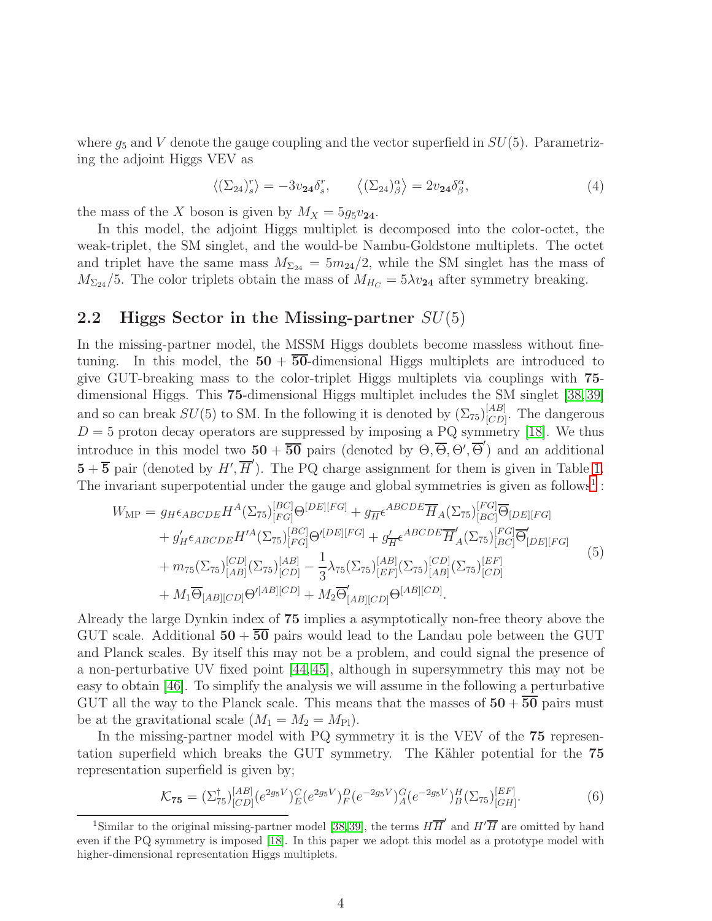where $g_5$ and $V$ denote the gauge coupling and the vector superfield in $SU(5)$. Parametrizing the adjoint Higgs VEV as

$$\langle(\Sigma_{24})^r_s\rangle = -3v_{\mathbf{24}}\delta^r_s, \qquad \langle(\Sigma_{24})^\alpha_\beta\rangle = 2v_{\mathbf{24}}\delta^\alpha_\beta, \tag{4}$$

the mass of the $X$ boson is given by $M_X = 5g_5 v_{\mathbf{24}}$.

In this model, the adjoint Higgs multiplet is decomposed into the color-octet, the weak-triplet, the SM singlet, and the would-be Nambu-Goldstone multiplets. The octet and triplet have the same mass $M_{\Sigma_{24}} = 5m_{24}/2$, while the SM singlet has the mass of $M_{\Sigma_{24}}/5$. The color triplets obtain the mass of $M_{H_C} = 5\lambda v_{\mathbf{24}}$ after symmetry breaking.

## 2.2 Higgs Sector in the Missing-partner $SU(5)$

In the missing-partner model, the MSSM Higgs doublets become massless without fine-tuning. In this model, the $\mathbf{50} + \overline{\mathbf{50}}$-dimensional Higgs multiplets are introduced to give GUT-breaking mass to the color-triplet Higgs multiplets via couplings with $\mathbf{75}$-dimensional Higgs. This $\mathbf{75}$-dimensional Higgs multiplet includes the SM singlet [38,39] and so can break $SU(5)$ to SM. In the following it is denoted by $(\Sigma_{75})^{[AB]}_{[CD]}$. The dangerous $D = 5$ proton decay operators are suppressed by imposing a PQ symmetry [18]. We thus introduce in this model two $\mathbf{50} + \overline{\mathbf{50}}$ pairs (denoted by $\Theta, \overline{\Theta}, \Theta', \overline{\Theta}'$) and an additional $\mathbf{5} + \overline{\mathbf{5}}$ pair (denoted by $H', \overline{H}'$). The PQ charge assignment for them is given in Table 1. The invariant superpotential under the gauge and global symmetries is given as follows[1]:

$$\begin{aligned}
W_{\rm MP} = {} & g_H \epsilon_{ABCDE} H^A (\Sigma_{75})^{[BC]}_{[FG]} \Theta^{[DE][FG]} + g_{\overline{H}} \epsilon^{ABCDE} \overline{H}_A (\Sigma_{75})^{[FG]}_{[BC]} \overline{\Theta}_{[DE][FG]} \\
& + g'_H \epsilon_{ABCDE} H'^A (\Sigma_{75})^{[BC]}_{[FG]} \Theta'^{[DE][FG]} + g'_{\overline{H}} \epsilon^{ABCDE} \overline{H}'_A (\Sigma_{75})^{[FG]}_{[BC]} \overline{\Theta}'_{[DE][FG]} \\
& + m_{75} (\Sigma_{75})^{[CD]}_{[AB]} (\Sigma_{75})^{[AB]}_{[CD]} - \frac{1}{3}\lambda_{75} (\Sigma_{75})^{[AB]}_{[EF]} (\Sigma_{75})^{[CD]}_{[AB]} (\Sigma_{75})^{[EF]}_{[CD]} \\
& + M_1 \overline{\Theta}_{[AB][CD]} \Theta'^{[AB][CD]} + M_2 \overline{\Theta}'_{[AB][CD]} \Theta^{[AB][CD]}.
\end{aligned} \tag{5}$$

Already the large Dynkin index of $\mathbf{75}$ implies a asymptotically non-free theory above the GUT scale. Additional $\mathbf{50} + \overline{\mathbf{50}}$ pairs would lead to the Landau pole between the GUT and Planck scales. By itself this may not be a problem, and could signal the presence of a non-perturbative UV fixed point [44,45], although in supersymmetry this may not be easy to obtain [46]. To simplify the analysis we will assume in the following a perturbative GUT all the way to the Planck scale. This means that the masses of $\mathbf{50} + \overline{\mathbf{50}}$ pairs must be at the gravitational scale ($M_1 = M_2 = M_{\rm Pl}$).

In the missing-partner model with PQ symmetry it is the VEV of the $\mathbf{75}$ representation superfield which breaks the GUT symmetry. The Kähler potential for the $\mathbf{75}$ representation superfield is given by;

$$\mathcal{K}_{\mathbf{75}} = (\Sigma^\dagger_{75})^{[AB]}_{[CD]} (e^{2g_5 V})^C_E (e^{2g_5 V})^D_F (e^{-2g_5 V})^G_A (e^{-2g_5 V})^H_B (\Sigma_{75})^{[EF]}_{[GH]}. \tag{6}$$

[1] Similar to the original missing-partner model [38,39], the terms $H\overline{H}'$ and $H'\overline{H}$ are omitted by hand even if the PQ symmetry is imposed [18]. In this paper we adopt this model as a prototype model with higher-dimensional representation Higgs multiplets.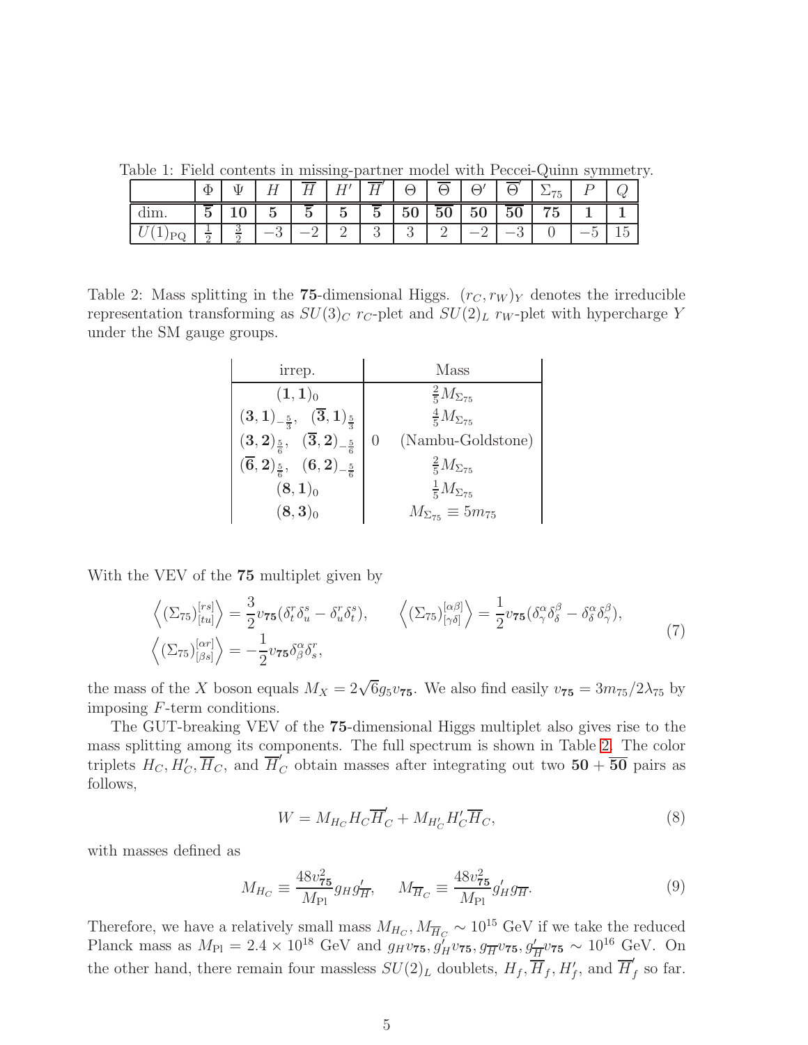Table 1: Field contents in missing-partner model with Peccei-Quinn symmetry.

| | $\Phi$ | $\Psi$ | $H$ | $\overline{H}$ | $H'$ | $\overline{H}'$ | $\Theta$ | $\overline{\Theta}$ | $\Theta'$ | $\overline{\Theta}'$ | $\Sigma_{75}$ | $P$ | $Q$ |
|---|---|---|---|---|---|---|---|---|---|---|---|---|---|
| dim. | $\overline{\mathbf{5}}$ | $\mathbf{10}$ | $\mathbf{5}$ | $\overline{\mathbf{5}}$ | $\mathbf{5}$ | $\overline{\mathbf{5}}$ | $\mathbf{50}$ | $\overline{\mathbf{50}}$ | $\mathbf{50}$ | $\overline{\mathbf{50}}$ | $\mathbf{75}$ | $\mathbf{1}$ | $\mathbf{1}$ |
| $U(1)_{\rm PQ}$ | $\frac{1}{2}$ | $\frac{3}{2}$ | $-3$ | $-2$ | $2$ | $3$ | $3$ | $2$ | $-2$ | $-3$ | $0$ | $-5$ | $15$ |

Table 2: Mass splitting in the $\mathbf{75}$-dimensional Higgs. $(r_C, r_W)_Y$ denotes the irreducible representation transforming as $SU(3)_C$ $r_C$-plet and $SU(2)_L$ $r_W$-plet with hypercharge $Y$ under the SM gauge groups.

| irrep. | Mass |
|---|---|
| $(\mathbf{1},\mathbf{1})_0$ | $\frac{2}{5}M_{\Sigma_{75}}$ |
| $(\mathbf{3},\mathbf{1})_{-\frac{5}{3}}$, $(\overline{\mathbf{3}},\mathbf{1})_{\frac{5}{3}}$ | $\frac{4}{5}M_{\Sigma_{75}}$ |
| $(\mathbf{3},\mathbf{2})_{\frac{5}{6}}$, $(\overline{\mathbf{3}},\mathbf{2})_{-\frac{5}{6}}$ | 0 (Nambu-Goldstone) |
| $(\overline{\mathbf{6}},\mathbf{2})_{\frac{5}{6}}$, $(\mathbf{6},\mathbf{2})_{-\frac{5}{6}}$ | $\frac{2}{5}M_{\Sigma_{75}}$ |
| $(\mathbf{8},\mathbf{1})_0$ | $\frac{1}{5}M_{\Sigma_{75}}$ |
| $(\mathbf{8},\mathbf{3})_0$ | $M_{\Sigma_{75}} \equiv 5m_{75}$ |

With the VEV of the $\mathbf{75}$ multiplet given by

$$
\begin{aligned}
&\left\langle (\Sigma_{75})^{[rs]}_{[tu]} \right\rangle = \frac{3}{2}v_{\mathbf{75}}(\delta^r_t\delta^s_u - \delta^r_u\delta^s_t), \qquad \left\langle (\Sigma_{75})^{[\alpha\beta]}_{[\gamma\delta]} \right\rangle = \frac{1}{2}v_{\mathbf{75}}(\delta^\alpha_\gamma\delta^\beta_\delta - \delta^\alpha_\delta\delta^\beta_\gamma), \\
&\left\langle (\Sigma_{75})^{[\alpha r]}_{[\beta s]} \right\rangle = -\frac{1}{2}v_{\mathbf{75}}\delta^\alpha_\beta\delta^r_s,
\end{aligned}
\tag{7}
$$

the mass of the $X$ boson equals $M_X = 2\sqrt{6}g_5 v_{\mathbf{75}}$. We also find easily $v_{\mathbf{75}} = 3m_{75}/2\lambda_{75}$ by imposing $F$-term conditions.

The GUT-breaking VEV of the $\mathbf{75}$-dimensional Higgs multiplet also gives rise to the mass splitting among its components. The full spectrum is shown in Table 2. The color triplets $H_C, H'_C, \overline{H}_C$, and $\overline{H}'_C$ obtain masses after integrating out two $\mathbf{50}+\overline{\mathbf{50}}$ pairs as follows,

$$
W = M_{H_C} H_C \overline{H}'_C + M_{H'_C} H'_C \overline{H}_C, \tag{8}
$$

with masses defined as

$$
M_{H_C} \equiv \frac{48 v_{\mathbf{75}}^2}{M_{\rm Pl}} g_H g'_{\overline{H}}, \qquad M_{\overline{H}_C} \equiv \frac{48 v_{\mathbf{75}}^2}{M_{\rm Pl}} g'_H g_{\overline{H}}. \tag{9}
$$

Therefore, we have a relatively small mass $M_{H_C}, M_{\overline{H}_C} \sim 10^{15}$ GeV if we take the reduced Planck mass as $M_{\rm Pl} = 2.4 \times 10^{18}$ GeV and $g_H v_{\mathbf{75}}, g'_H v_{\mathbf{75}}, g_{\overline{H}} v_{\mathbf{75}}, g'_{\overline{H}} v_{\mathbf{75}} \sim 10^{16}$ GeV. On the other hand, there remain four massless $SU(2)_L$ doublets, $H_f, \overline{H}_f, H'_f$, and $\overline{H}'_f$ so far.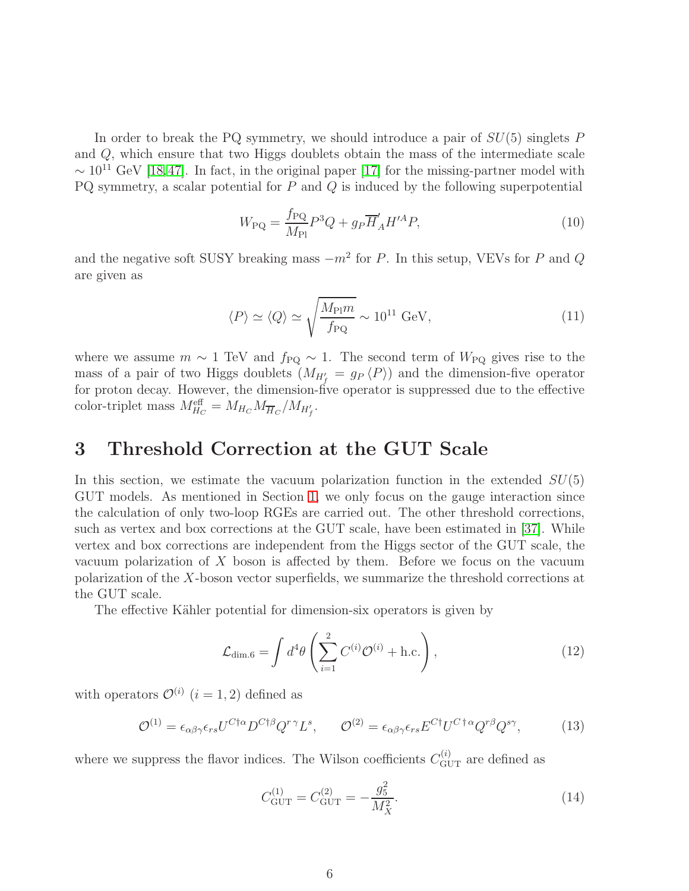In order to break the PQ symmetry, we should introduce a pair of $SU(5)$ singlets $P$ and $Q$, which ensure that two Higgs doublets obtain the mass of the intermediate scale $\sim 10^{11}$ GeV [18,47]. In fact, in the original paper [17] for the missing-partner model with PQ symmetry, a scalar potential for $P$ and $Q$ is induced by the following superpotential

$$
W_{\rm PQ} = \frac{f_{\rm PQ}}{M_{\rm Pl}} P^3 Q + g_P \overline{H}'_A H'^A P, \tag{10}
$$

and the negative soft SUSY breaking mass $-m^2$ for $P$. In this setup, VEVs for $P$ and $Q$ are given as

$$
\langle P \rangle \simeq \langle Q \rangle \simeq \sqrt{\frac{M_{\rm Pl} m}{f_{\rm PQ}}} \sim 10^{11} \text{ GeV}, \tag{11}
$$

where we assume $m \sim 1$ TeV and $f_{\rm PQ} \sim 1$. The second term of $W_{\rm PQ}$ gives rise to the mass of a pair of two Higgs doublets ($M_{H'_f} = g_P \langle P \rangle$) and the dimension-five operator for proton decay. However, the dimension-five operator is suppressed due to the effective color-triplet mass $M_{H_C}^{\rm eff} = M_{H_C} M_{\overline{H}_C} / M_{H'_f}$.

# 3 Threshold Correction at the GUT Scale

In this section, we estimate the vacuum polarization function in the extended $SU(5)$ GUT models. As mentioned in Section 1, we only focus on the gauge interaction since the calculation of only two-loop RGEs are carried out. The other threshold corrections, such as vertex and box corrections at the GUT scale, have been estimated in [37]. While vertex and box corrections are independent from the Higgs sector of the GUT scale, the vacuum polarization of $X$ boson is affected by them. Before we focus on the vacuum polarization of the $X$-boson vector superfields, we summarize the threshold corrections at the GUT scale.

The effective Kähler potential for dimension-six operators is given by

$$
\mathcal{L}_{\rm dim.6} = \int d^4\theta \left( \sum_{i=1}^{2} C^{(i)} \mathcal{O}^{(i)} + \text{h.c.} \right), \tag{12}
$$

with operators $\mathcal{O}^{(i)}$ $(i = 1, 2)$ defined as

$$
\mathcal{O}^{(1)} = \epsilon_{\alpha\beta\gamma} \epsilon_{rs} U^{C\dagger\alpha} D^{C\dagger\beta} Q^{r\,\gamma} L^s, \qquad \mathcal{O}^{(2)} = \epsilon_{\alpha\beta\gamma} \epsilon_{rs} E^{C\dagger} U^{C\,\dagger\,\alpha} Q^{r\beta} Q^{s\gamma}, \tag{13}
$$

where we suppress the flavor indices. The Wilson coefficients $C_{\rm GUT}^{(i)}$ are defined as

$$
C_{\rm GUT}^{(1)} = C_{\rm GUT}^{(2)} = -\frac{g_5^2}{M_X^2}. \tag{14}
$$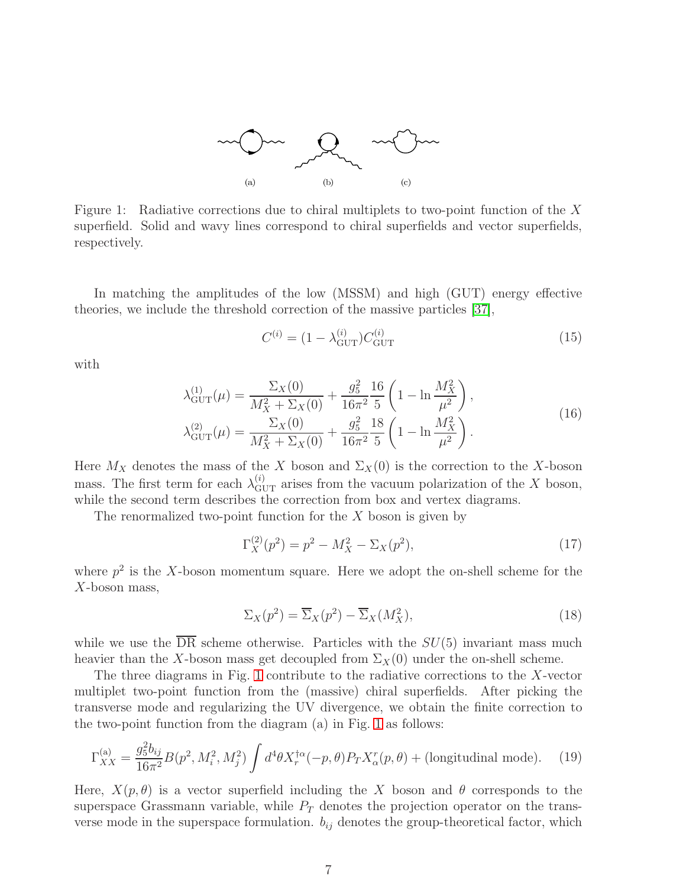Figure 1: Radiative corrections due to chiral multiplets to two-point function of the $X$ superfield. Solid and wavy lines correspond to chiral superfields and vector superfields, respectively.

In matching the amplitudes of the low (MSSM) and high (GUT) energy effective theories, we include the threshold correction of the massive particles [37],

$$C^{(i)} = (1 - \lambda^{(i)}_{\rm GUT}) C^{(i)}_{\rm GUT} \tag{15}$$

with

$$\begin{aligned}
\lambda^{(1)}_{\rm GUT}(\mu) &= \frac{\Sigma_X(0)}{M_X^2 + \Sigma_X(0)} + \frac{g_5^2}{16\pi^2}\frac{16}{5}\left(1 - \ln\frac{M_X^2}{\mu^2}\right), \\
\lambda^{(2)}_{\rm GUT}(\mu) &= \frac{\Sigma_X(0)}{M_X^2 + \Sigma_X(0)} + \frac{g_5^2}{16\pi^2}\frac{18}{5}\left(1 - \ln\frac{M_X^2}{\mu^2}\right).
\end{aligned} \tag{16}$$

Here $M_X$ denotes the mass of the $X$ boson and $\Sigma_X(0)$ is the correction to the $X$-boson mass. The first term for each $\lambda^{(i)}_{\rm GUT}$ arises from the vacuum polarization of the $X$ boson, while the second term describes the correction from box and vertex diagrams.

The renormalized two-point function for the $X$ boson is given by

$$\Gamma^{(2)}_X(p^2) = p^2 - M_X^2 - \Sigma_X(p^2), \tag{17}$$

where $p^2$ is the $X$-boson momentum square. Here we adopt the on-shell scheme for the $X$-boson mass,

$$\Sigma_X(p^2) = \overline{\Sigma}_X(p^2) - \overline{\Sigma}_X(M_X^2), \tag{18}$$

while we use the $\overline{\rm DR}$ scheme otherwise. Particles with the $SU(5)$ invariant mass much heavier than the $X$-boson mass get decoupled from $\Sigma_X(0)$ under the on-shell scheme.

The three diagrams in Fig. 1 contribute to the radiative corrections to the $X$-vector multiplet two-point function from the (massive) chiral superfields. After picking the transverse mode and regularizing the UV divergence, we obtain the finite correction to the two-point function from the diagram (a) in Fig. 1 as follows:

$$\Gamma^{(a)}_{XX} = \frac{g_5^2 b_{ij}}{16\pi^2} B(p^2, M_i^2, M_j^2) \int d^4\theta X^{\dagger\alpha}_r(-p,\theta) P_T X^r_\alpha(p,\theta) + (\text{longitudinal mode}). \tag{19}$$

Here, $X(p,\theta)$ is a vector superfield including the $X$ boson and $\theta$ corresponds to the superspace Grassmann variable, while $P_T$ denotes the projection operator on the transverse mode in the superspace formulation. $b_{ij}$ denotes the group-theoretical factor, which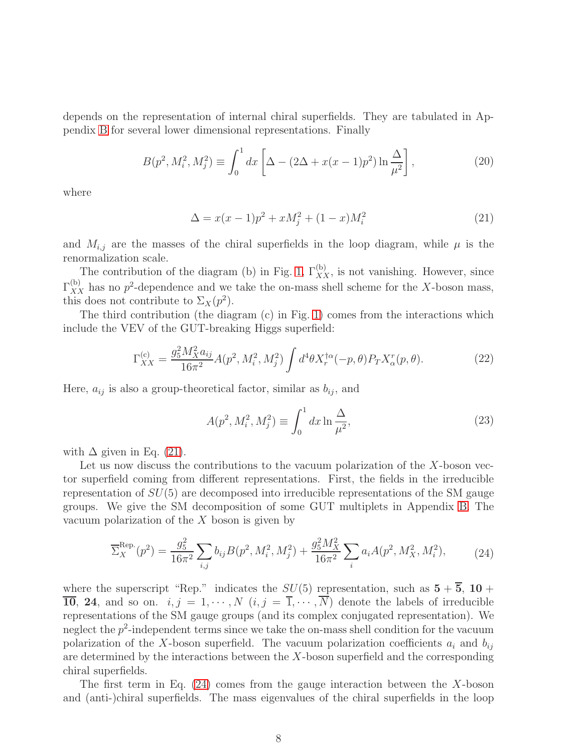depends on the representation of internal chiral superfields. They are tabulated in Appendix B for several lower dimensional representations. Finally

$$B(p^2, M_i^2, M_j^2) \equiv \int_0^1 dx \left[\Delta - (2\Delta + x(x-1)p^2) \ln \frac{\Delta}{\mu^2}\right], \tag{20}$$

where

$$\Delta = x(x-1)p^2 + xM_j^2 + (1-x)M_i^2 \tag{21}$$

and $M_{i,j}$ are the masses of the chiral superfields in the loop diagram, while $\mu$ is the renormalization scale.

The contribution of the diagram (b) in Fig. 1, $\Gamma_{XX}^{(b)}$, is not vanishing. However, since $\Gamma_{XX}^{(b)}$ has no $p^2$-dependence and we take the on-mass shell scheme for the $X$-boson mass, this does not contribute to $\Sigma_X(p^2)$.

The third contribution (the diagram (c) in Fig. 1) comes from the interactions which include the VEV of the GUT-breaking Higgs superfield:

$$\Gamma_{XX}^{(c)} = \frac{g_5^2 M_X^2 a_{ij}}{16\pi^2} A(p^2, M_i^2, M_j^2) \int d^4\theta X_r^{\dagger\alpha}(-p, \theta) P_T X_\alpha^r(p, \theta). \tag{22}$$

Here, $a_{ij}$ is also a group-theoretical factor, similar as $b_{ij}$, and

$$A(p^2, M_i^2, M_j^2) \equiv \int_0^1 dx \ln \frac{\Delta}{\mu^2}, \tag{23}$$

with $\Delta$ given in Eq. (21).

Let us now discuss the contributions to the vacuum polarization of the $X$-boson vector superfield coming from different representations. First, the fields in the irreducible representation of $SU(5)$ are decomposed into irreducible representations of the SM gauge groups. We give the SM decomposition of some GUT multiplets in Appendix B. The vacuum polarization of the $X$ boson is given by

$$\overline{\Sigma}_X^{\text{Rep.}}(p^2) = \frac{g_5^2}{16\pi^2} \sum_{i,j} b_{ij} B(p^2, M_i^2, M_j^2) + \frac{g_5^2 M_X^2}{16\pi^2} \sum_i a_i A(p^2, M_X^2, M_i^2), \tag{24}$$

where the superscript "Rep." indicates the $SU(5)$ representation, such as $\mathbf{5} + \overline{\mathbf{5}}$, $\mathbf{10} + \overline{\mathbf{10}}$, $\mathbf{24}$, and so on. $i, j = 1, \cdots, N$ $(i, j = \overline{1}, \cdots, \overline{N})$ denote the labels of irreducible representations of the SM gauge groups (and its complex conjugated representation). We neglect the $p^2$-independent terms since we take the on-mass shell condition for the vacuum polarization of the $X$-boson superfield. The vacuum polarization coefficients $a_i$ and $b_{ij}$ are determined by the interactions between the $X$-boson superfield and the corresponding chiral superfields.

The first term in Eq. (24) comes from the gauge interaction between the $X$-boson and (anti-)chiral superfields. The mass eigenvalues of the chiral superfields in the loop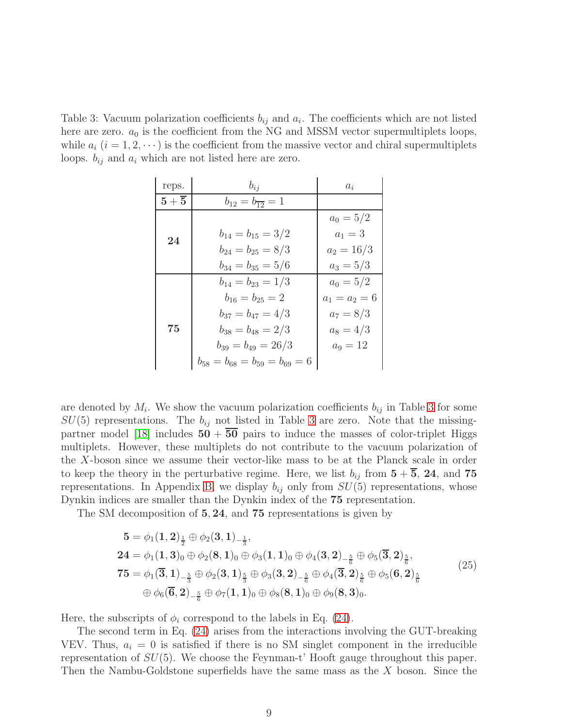Table 3: Vacuum polarization coefficients $b_{ij}$ and $a_i$. The coefficients which are not listed here are zero. $a_0$ is the coefficient from the NG and MSSM vector supermultiplets loops, while $a_i$ ($i = 1, 2, \cdots$) is the coefficient from the massive vector and chiral supermultiplets loops. $b_{ij}$ and $a_i$ which are not listed here are zero.

| reps. | $b_{ij}$ | $a_i$ |
| --- | --- | --- |
| $\mathbf{5} + \overline{\mathbf{5}}$ | $b_{12} = b_{\overline{12}} = 1$ | |
| $\mathbf{24}$ | | $a_0 = 5/2$ |
| | $b_{14} = b_{15} = 3/2$ | $a_1 = 3$ |
| | $b_{24} = b_{25} = 8/3$ | $a_2 = 16/3$ |
| | $b_{34} = b_{35} = 5/6$ | $a_3 = 5/3$ |
| $\mathbf{75}$ | $b_{14} = b_{23} = 1/3$ | $a_0 = 5/2$ |
| | $b_{16} = b_{25} = 2$ | $a_1 = a_2 = 6$ |
| | $b_{37} = b_{47} = 4/3$ | $a_7 = 8/3$ |
| | $b_{38} = b_{48} = 2/3$ | $a_8 = 4/3$ |
| | $b_{39} = b_{49} = 26/3$ | $a_9 = 12$ |
| | $b_{58} = b_{68} = b_{59} = b_{69} = 6$ | |

are denoted by $M_i$. We show the vacuum polarization coefficients $b_{ij}$ in Table 3 for some $SU(5)$ representations. The $b_{ij}$ not listed in Table 3 are zero. Note that the missing-partner model [18] includes $\mathbf{50} + \overline{\mathbf{50}}$ pairs to induce the masses of color-triplet Higgs multiplets. However, these multiplets do not contribute to the vacuum polarization of the $X$-boson since we assume their vector-like mass to be at the Planck scale in order to keep the theory in the perturbative regime. Here, we list $b_{ij}$ from $\mathbf{5} + \overline{\mathbf{5}}$, $\mathbf{24}$, and $\mathbf{75}$ representations. In Appendix B, we display $b_{ij}$ only from $SU(5)$ representations, whose Dynkin indices are smaller than the Dynkin index of the $\mathbf{75}$ representation.

The SM decomposition of $\mathbf{5}, \mathbf{24}$, and $\mathbf{75}$ representations is given by

$$
\begin{aligned}
\mathbf{5} &= \phi_1(\mathbf{1},\mathbf{2})_{\frac{1}{2}} \oplus \phi_2(\mathbf{3},\mathbf{1})_{-\frac{1}{3}}, \\
\mathbf{24} &= \phi_1(\mathbf{1},\mathbf{3})_0 \oplus \phi_2(\mathbf{8},\mathbf{1})_0 \oplus \phi_3(\mathbf{1},\mathbf{1})_0 \oplus \phi_4(\mathbf{3},\mathbf{2})_{-\frac{5}{6}} \oplus \phi_5(\overline{\mathbf{3}},\mathbf{2})_{\frac{5}{6}}, \\
\mathbf{75} &= \phi_1(\overline{\mathbf{3}},\mathbf{1})_{-\frac{5}{3}} \oplus \phi_2(\mathbf{3},\mathbf{1})_{\frac{5}{3}} \oplus \phi_3(\mathbf{3},\mathbf{2})_{-\frac{5}{6}} \oplus \phi_4(\overline{\mathbf{3}},\mathbf{2})_{\frac{5}{6}} \oplus \phi_5(\mathbf{6},\mathbf{2})_{\frac{5}{6}} \\
&\quad \oplus \phi_6(\overline{\mathbf{6}},\mathbf{2})_{-\frac{5}{6}} \oplus \phi_7(\mathbf{1},\mathbf{1})_0 \oplus \phi_8(\mathbf{8},\mathbf{1})_0 \oplus \phi_9(\mathbf{8},\mathbf{3})_0.
\end{aligned}
\tag{25}
$$

Here, the subscripts of $\phi_i$ correspond to the labels in Eq. (24).

The second term in Eq. (24) arises from the interactions involving the GUT-breaking VEV. Thus, $a_i = 0$ is satisfied if there is no SM singlet component in the irreducible representation of $SU(5)$. We choose the Feynman-t' Hooft gauge throughout this paper. Then the Nambu-Goldstone superfields have the same mass as the $X$ boson. Since the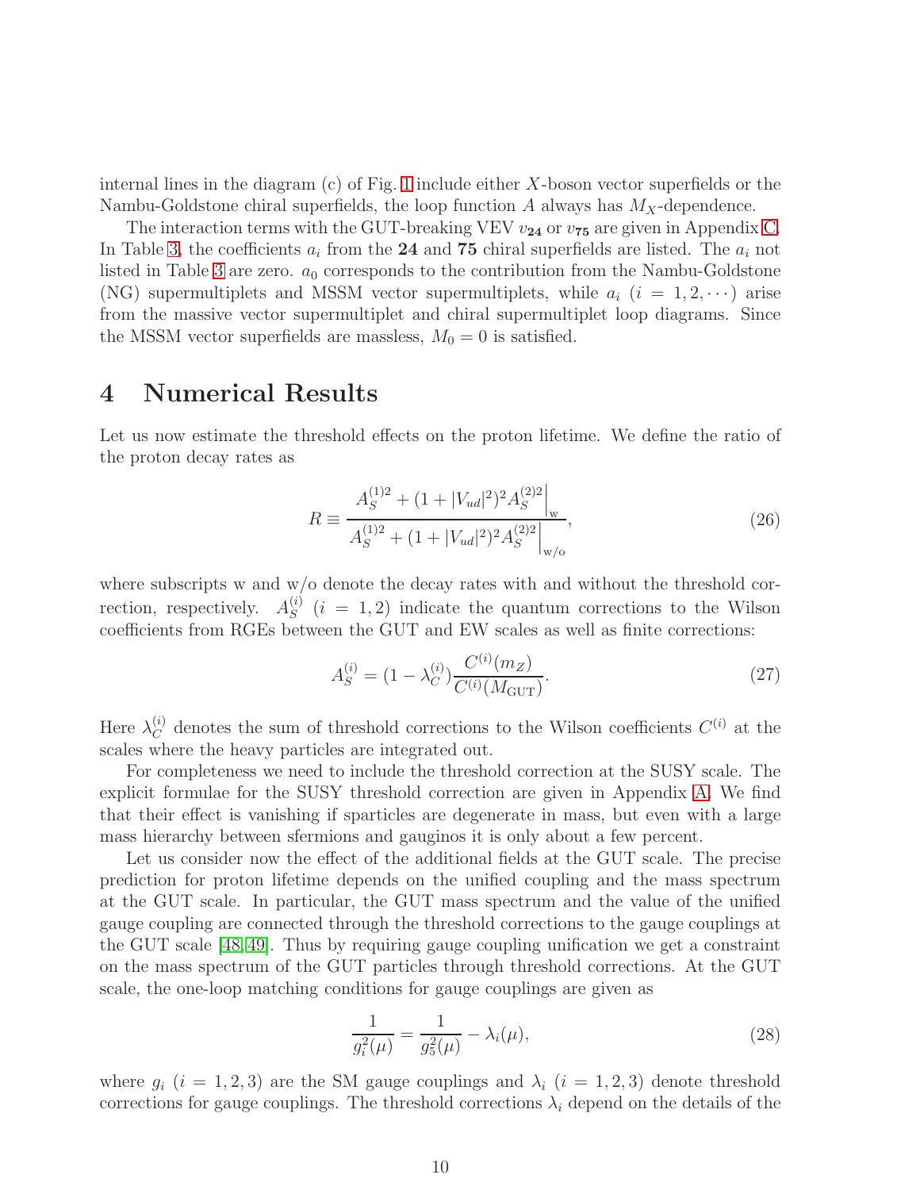internal lines in the diagram (c) of Fig. 1 include either $X$-boson vector superfields or the Nambu-Goldstone chiral superfields, the loop function $A$ always has $M_X$-dependence.

The interaction terms with the GUT-breaking VEV $v_{\mathbf{24}}$ or $v_{\mathbf{75}}$ are given in Appendix C. In Table 3, the coefficients $a_i$ from the **24** and **75** chiral superfields are listed. The $a_i$ not listed in Table 3 are zero. $a_0$ corresponds to the contribution from the Nambu-Goldstone (NG) supermultiplets and MSSM vector supermultiplets, while $a_i$ $(i = 1, 2, \cdots)$ arise from the massive vector supermultiplet and chiral supermultiplet loop diagrams. Since the MSSM vector superfields are massless, $M_0 = 0$ is satisfied.

# 4 Numerical Results

Let us now estimate the threshold effects on the proton lifetime. We define the ratio of the proton decay rates as

$$R \equiv \frac{A_S^{(1)2} + (1 + |V_{ud}|^2)^2 A_S^{(2)2}\Big|_{\mathrm{w}}}{A_S^{(1)2} + (1 + |V_{ud}|^2)^2 A_S^{(2)2}\Big|_{\mathrm{w/o}}}, \tag{26}$$

where subscripts w and w/o denote the decay rates with and without the threshold correction, respectively. $A_S^{(i)}$ $(i = 1, 2)$ indicate the quantum corrections to the Wilson coefficients from RGEs between the GUT and EW scales as well as finite corrections:

$$A_S^{(i)} = (1 - \lambda_C^{(i)}) \frac{C^{(i)}(m_Z)}{C^{(i)}(M_{\mathrm{GUT}})}. \tag{27}$$

Here $\lambda_C^{(i)}$ denotes the sum of threshold corrections to the Wilson coefficients $C^{(i)}$ at the scales where the heavy particles are integrated out.

For completeness we need to include the threshold correction at the SUSY scale. The explicit formulae for the SUSY threshold correction are given in Appendix A. We find that their effect is vanishing if sparticles are degenerate in mass, but even with a large mass hierarchy between sfermions and gauginos it is only about a few percent.

Let us consider now the effect of the additional fields at the GUT scale. The precise prediction for proton lifetime depends on the unified coupling and the mass spectrum at the GUT scale. In particular, the GUT mass spectrum and the value of the unified gauge coupling are connected through the threshold corrections to the gauge couplings at the GUT scale [48, 49]. Thus by requiring gauge coupling unification we get a constraint on the mass spectrum of the GUT particles through threshold corrections. At the GUT scale, the one-loop matching conditions for gauge couplings are given as

$$\frac{1}{g_i^2(\mu)} = \frac{1}{g_5^2(\mu)} - \lambda_i(\mu), \tag{28}$$

where $g_i$ $(i = 1, 2, 3)$ are the SM gauge couplings and $\lambda_i$ $(i = 1, 2, 3)$ denote threshold corrections for gauge couplings. The threshold corrections $\lambda_i$ depend on the details of the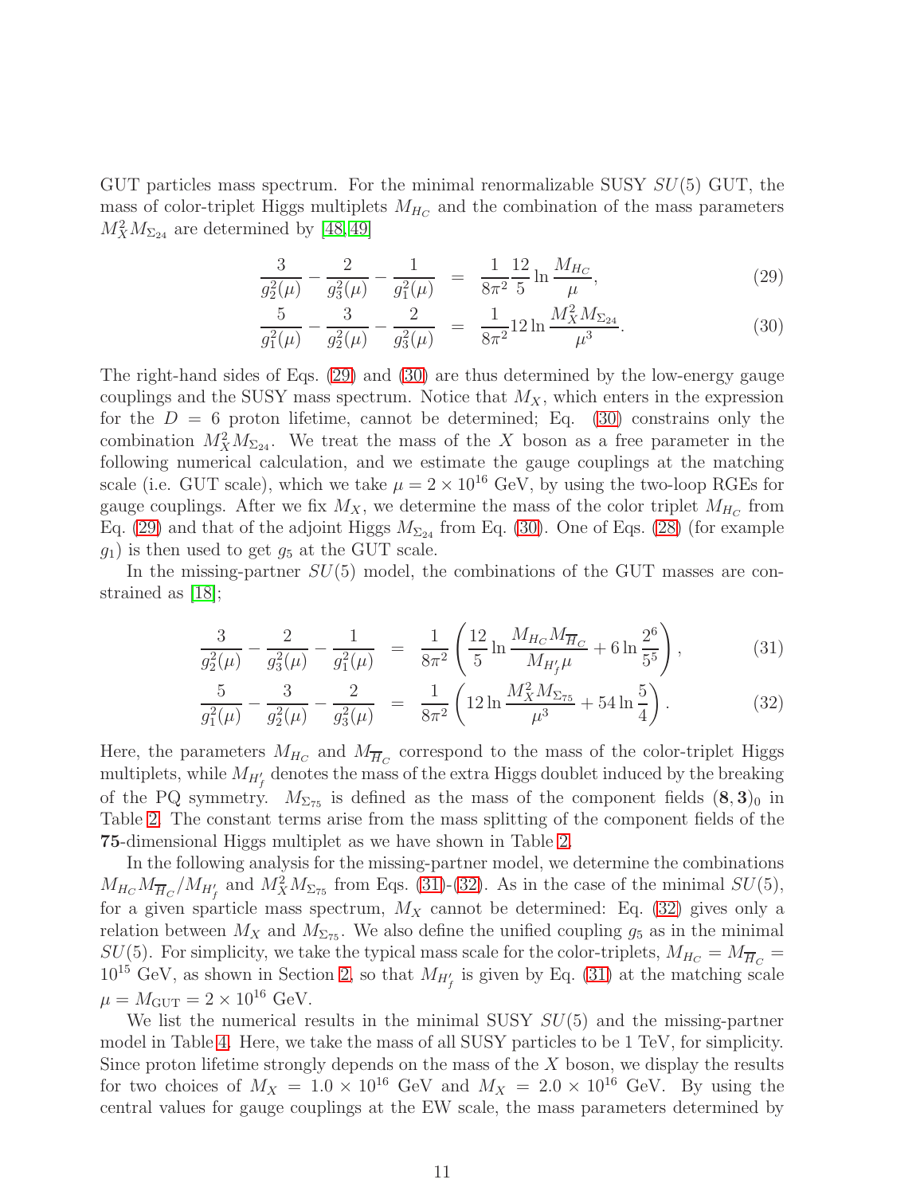GUT particles mass spectrum. For the minimal renormalizable SUSY $SU(5)$ GUT, the mass of color-triplet Higgs multiplets $M_{H_C}$ and the combination of the mass parameters $M_X^2 M_{\Sigma_{24}}$ are determined by [48,49]

$$\frac{3}{g_2^2(\mu)} - \frac{2}{g_3^2(\mu)} - \frac{1}{g_1^2(\mu)} = \frac{1}{8\pi^2}\frac{12}{5}\ln\frac{M_{H_C}}{\mu}, \tag{29}$$

$$\frac{5}{g_1^2(\mu)} - \frac{3}{g_2^2(\mu)} - \frac{2}{g_3^2(\mu)} = \frac{1}{8\pi^2}12\ln\frac{M_X^2 M_{\Sigma_{24}}}{\mu^3}. \tag{30}$$

The right-hand sides of Eqs. (29) and (30) are thus determined by the low-energy gauge couplings and the SUSY mass spectrum. Notice that $M_X$, which enters in the expression for the $D = 6$ proton lifetime, cannot be determined; Eq. (30) constrains only the combination $M_X^2 M_{\Sigma_{24}}$. We treat the mass of the $X$ boson as a free parameter in the following numerical calculation, and we estimate the gauge couplings at the matching scale (i.e. GUT scale), which we take $\mu = 2 \times 10^{16}$ GeV, by using the two-loop RGEs for gauge couplings. After we fix $M_X$, we determine the mass of the color triplet $M_{H_C}$ from Eq. (29) and that of the adjoint Higgs $M_{\Sigma_{24}}$ from Eq. (30). One of Eqs. (28) (for example $g_1$) is then used to get $g_5$ at the GUT scale.

In the missing-partner $SU(5)$ model, the combinations of the GUT masses are constrained as [18];

$$\frac{3}{g_2^2(\mu)} - \frac{2}{g_3^2(\mu)} - \frac{1}{g_1^2(\mu)} = \frac{1}{8\pi^2}\left(\frac{12}{5}\ln\frac{M_{H_C}M_{\overline{H}_C}}{M_{H_f'}\mu} + 6\ln\frac{2^6}{5^5}\right), \tag{31}$$

$$\frac{5}{g_1^2(\mu)} - \frac{3}{g_2^2(\mu)} - \frac{2}{g_3^2(\mu)} = \frac{1}{8\pi^2}\left(12\ln\frac{M_X^2 M_{\Sigma_{75}}}{\mu^3} + 54\ln\frac{5}{4}\right). \tag{32}$$

Here, the parameters $M_{H_C}$ and $M_{\overline{H}_C}$ correspond to the mass of the color-triplet Higgs multiplets, while $M_{H_f'}$ denotes the mass of the extra Higgs doublet induced by the breaking of the PQ symmetry. $M_{\Sigma_{75}}$ is defined as the mass of the component fields $(\mathbf{8},\mathbf{3})_0$ in Table 2. The constant terms arise from the mass splitting of the component fields of the **75**-dimensional Higgs multiplet as we have shown in Table 2.

In the following analysis for the missing-partner model, we determine the combinations $M_{H_C}M_{\overline{H}_C}/M_{H_f'}$ and $M_X^2 M_{\Sigma_{75}}$ from Eqs. (31)-(32). As in the case of the minimal $SU(5)$, for a given sparticle mass spectrum, $M_X$ cannot be determined: Eq. (32) gives only a relation between $M_X$ and $M_{\Sigma_{75}}$. We also define the unified coupling $g_5$ as in the minimal $SU(5)$. For simplicity, we take the typical mass scale for the color-triplets, $M_{H_C} = M_{\overline{H}_C} = 10^{15}$ GeV, as shown in Section 2, so that $M_{H_f'}$ is given by Eq. (31) at the matching scale $\mu = M_{\text{GUT}} = 2 \times 10^{16}$ GeV.

We list the numerical results in the minimal SUSY $SU(5)$ and the missing-partner model in Table 4. Here, we take the mass of all SUSY particles to be 1 TeV, for simplicity. Since proton lifetime strongly depends on the mass of the $X$ boson, we display the results for two choices of $M_X = 1.0 \times 10^{16}$ GeV and $M_X = 2.0 \times 10^{16}$ GeV. By using the central values for gauge couplings at the EW scale, the mass parameters determined by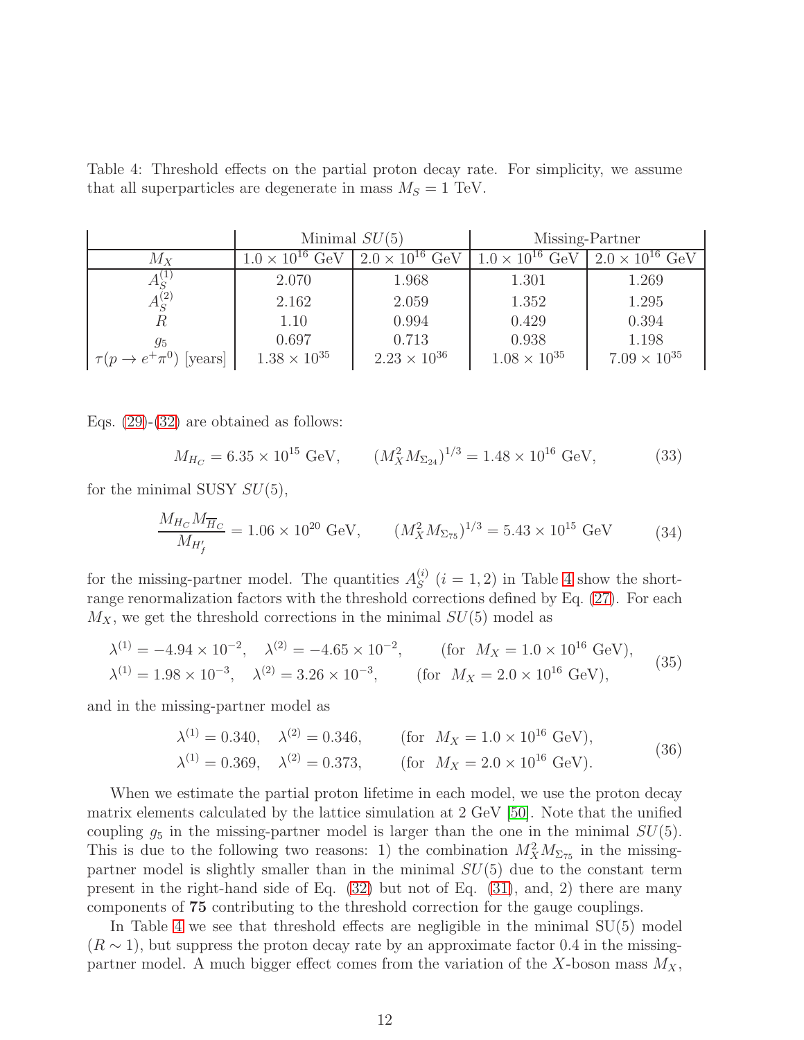Table 4: Threshold effects on the partial proton decay rate. For simplicity, we assume that all superparticles are degenerate in mass $M_S = 1$ TeV.

| | Minimal $SU(5)$ | | Missing-Partner | |
|---|---|---|---|---|
| $M_X$ | $1.0 \times 10^{16}$ GeV | $2.0 \times 10^{16}$ GeV | $1.0 \times 10^{16}$ GeV | $2.0 \times 10^{16}$ GeV |
| $A_S^{(1)}$ | 2.070 | 1.968 | 1.301 | 1.269 |
| $A_S^{(2)}$ | 2.162 | 2.059 | 1.352 | 1.295 |
| $R$ | 1.10 | 0.994 | 0.429 | 0.394 |
| $g_5$ | 0.697 | 0.713 | 0.938 | 1.198 |
| $\tau(p \to e^+\pi^0)$ [years] | $1.38 \times 10^{35}$ | $2.23 \times 10^{36}$ | $1.08 \times 10^{35}$ | $7.09 \times 10^{35}$ |

Eqs. (29)-(32) are obtained as follows:

$$M_{H_C} = 6.35 \times 10^{15} \text{ GeV}, \qquad (M_X^2 M_{\Sigma_{24}})^{1/3} = 1.48 \times 10^{16} \text{ GeV}, \tag{33}$$

for the minimal SUSY $SU(5)$,

$$\frac{M_{H_C} M_{\overline{H}_C}}{M_{H'_f}} = 1.06 \times 10^{20} \text{ GeV}, \qquad (M_X^2 M_{\Sigma_{75}})^{1/3} = 5.43 \times 10^{15} \text{ GeV} \tag{34}$$

for the missing-partner model. The quantities $A_S^{(i)}$ $(i = 1, 2)$ in Table 4 show the short-range renormalization factors with the threshold corrections defined by Eq. (27). For each $M_X$, we get the threshold corrections in the minimal $SU(5)$ model as

$$\begin{aligned} &\lambda^{(1)} = -4.94 \times 10^{-2}, \quad \lambda^{(2)} = -4.65 \times 10^{-2}, \qquad (\text{for } \ M_X = 1.0 \times 10^{16} \text{ GeV}), \\ &\lambda^{(1)} = 1.98 \times 10^{-3}, \quad \lambda^{(2)} = 3.26 \times 10^{-3}, \qquad (\text{for } \ M_X = 2.0 \times 10^{16} \text{ GeV}), \end{aligned} \tag{35}$$

and in the missing-partner model as

$$\begin{aligned} &\lambda^{(1)} = 0.340, \quad \lambda^{(2)} = 0.346, \qquad (\text{for } \ M_X = 1.0 \times 10^{16} \text{ GeV}), \\ &\lambda^{(1)} = 0.369, \quad \lambda^{(2)} = 0.373, \qquad (\text{for } \ M_X = 2.0 \times 10^{16} \text{ GeV}). \end{aligned} \tag{36}$$

When we estimate the partial proton lifetime in each model, we use the proton decay matrix elements calculated by the lattice simulation at 2 GeV [50]. Note that the unified coupling $g_5$ in the missing-partner model is larger than the one in the minimal $SU(5)$. This is due to the following two reasons: 1) the combination $M_X^2 M_{\Sigma_{75}}$ in the missing-partner model is slightly smaller than in the minimal $SU(5)$ due to the constant term present in the right-hand side of Eq. (32) but not of Eq. (31), and, 2) there are many components of **75** contributing to the threshold correction for the gauge couplings.

In Table 4 we see that threshold effects are negligible in the minimal SU(5) model ($R \sim 1$), but suppress the proton decay rate by an approximate factor 0.4 in the missing-partner model. A much bigger effect comes from the variation of the $X$-boson mass $M_X$,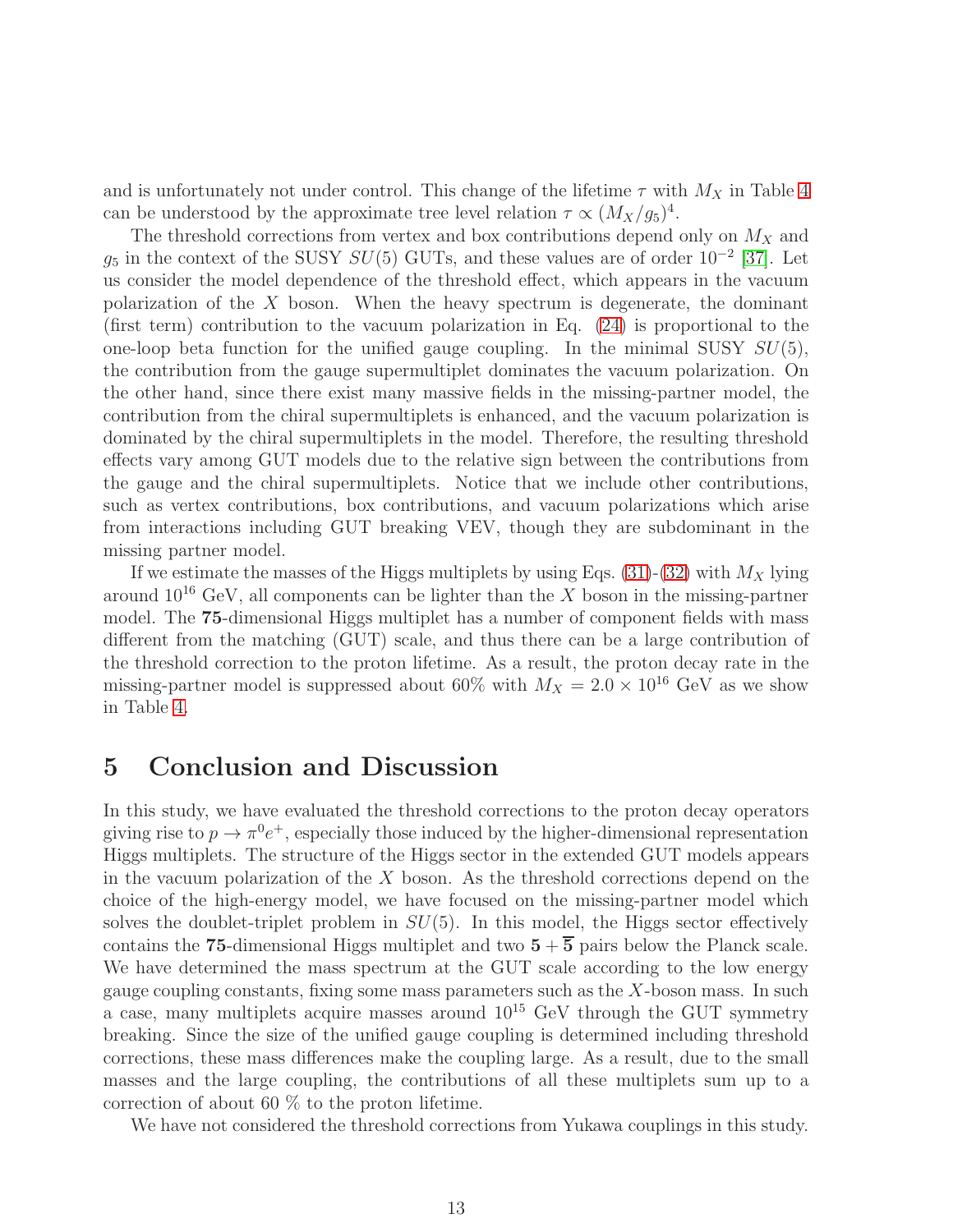and is unfortunately not under control. This change of the lifetime $\tau$ with $M_X$ in Table 4 can be understood by the approximate tree level relation $\tau \propto (M_X/g_5)^4$.

The threshold corrections from vertex and box contributions depend only on $M_X$ and $g_5$ in the context of the SUSY $SU(5)$ GUTs, and these values are of order $10^{-2}$ [37]. Let us consider the model dependence of the threshold effect, which appears in the vacuum polarization of the $X$ boson. When the heavy spectrum is degenerate, the dominant (first term) contribution to the vacuum polarization in Eq. (24) is proportional to the one-loop beta function for the unified gauge coupling. In the minimal SUSY $SU(5)$, the contribution from the gauge supermultiplet dominates the vacuum polarization. On the other hand, since there exist many massive fields in the missing-partner model, the contribution from the chiral supermultiplets is enhanced, and the vacuum polarization is dominated by the chiral supermultiplets in the model. Therefore, the resulting threshold effects vary among GUT models due to the relative sign between the contributions from the gauge and the chiral supermultiplets. Notice that we include other contributions, such as vertex contributions, box contributions, and vacuum polarizations which arise from interactions including GUT breaking VEV, though they are subdominant in the missing partner model.

If we estimate the masses of the Higgs multiplets by using Eqs. (31)-(32) with $M_X$ lying around $10^{16}$ GeV, all components can be lighter than the $X$ boson in the missing-partner model. The **75**-dimensional Higgs multiplet has a number of component fields with mass different from the matching (GUT) scale, and thus there can be a large contribution of the threshold correction to the proton lifetime. As a result, the proton decay rate in the missing-partner model is suppressed about 60% with $M_X = 2.0 \times 10^{16}$ GeV as we show in Table 4.

# 5 Conclusion and Discussion

In this study, we have evaluated the threshold corrections to the proton decay operators giving rise to $p \to \pi^0 e^+$, especially those induced by the higher-dimensional representation Higgs multiplets. The structure of the Higgs sector in the extended GUT models appears in the vacuum polarization of the $X$ boson. As the threshold corrections depend on the choice of the high-energy model, we have focused on the missing-partner model which solves the doublet-triplet problem in $SU(5)$. In this model, the Higgs sector effectively contains the **75**-dimensional Higgs multiplet and two $\mathbf{5} + \overline{\mathbf{5}}$ pairs below the Planck scale. We have determined the mass spectrum at the GUT scale according to the low energy gauge coupling constants, fixing some mass parameters such as the $X$-boson mass. In such a case, many multiplets acquire masses around $10^{15}$ GeV through the GUT symmetry breaking. Since the size of the unified gauge coupling is determined including threshold corrections, these mass differences make the coupling large. As a result, due to the small masses and the large coupling, the contributions of all these multiplets sum up to a correction of about 60 % to the proton lifetime.

We have not considered the threshold corrections from Yukawa couplings in this study.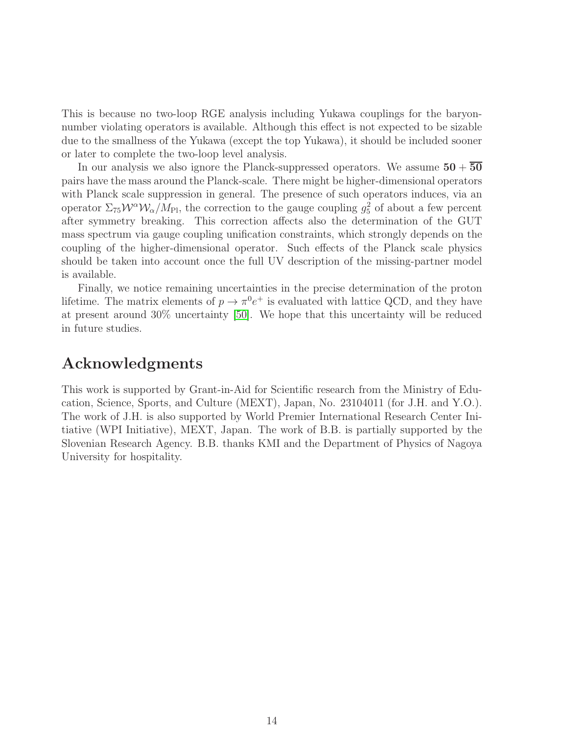This is because no two-loop RGE analysis including Yukawa couplings for the baryon-number violating operators is available. Although this effect is not expected to be sizable due to the smallness of the Yukawa (except the top Yukawa), it should be included sooner or later to complete the two-loop level analysis.

In our analysis we also ignore the Planck-suppressed operators. We assume $\mathbf{50} + \overline{\mathbf{50}}$ pairs have the mass around the Planck-scale. There might be higher-dimensional operators with Planck scale suppression in general. The presence of such operators induces, via an operator $\Sigma_{75}\mathcal{W}^{\alpha}\mathcal{W}_{\alpha}/M_{\rm Pl}$, the correction to the gauge coupling $g_5^2$ of about a few percent after symmetry breaking. This correction affects also the determination of the GUT mass spectrum via gauge coupling unification constraints, which strongly depends on the coupling of the higher-dimensional operator. Such effects of the Planck scale physics should be taken into account once the full UV description of the missing-partner model is available.

Finally, we notice remaining uncertainties in the precise determination of the proton lifetime. The matrix elements of $p \to \pi^0 e^+$ is evaluated with lattice QCD, and they have at present around 30% uncertainty [50]. We hope that this uncertainty will be reduced in future studies.

# Acknowledgments

This work is supported by Grant-in-Aid for Scientific research from the Ministry of Education, Science, Sports, and Culture (MEXT), Japan, No. 23104011 (for J.H. and Y.O.). The work of J.H. is also supported by World Premier International Research Center Initiative (WPI Initiative), MEXT, Japan. The work of B.B. is partially supported by the Slovenian Research Agency. B.B. thanks KMI and the Department of Physics of Nagoya University for hospitality.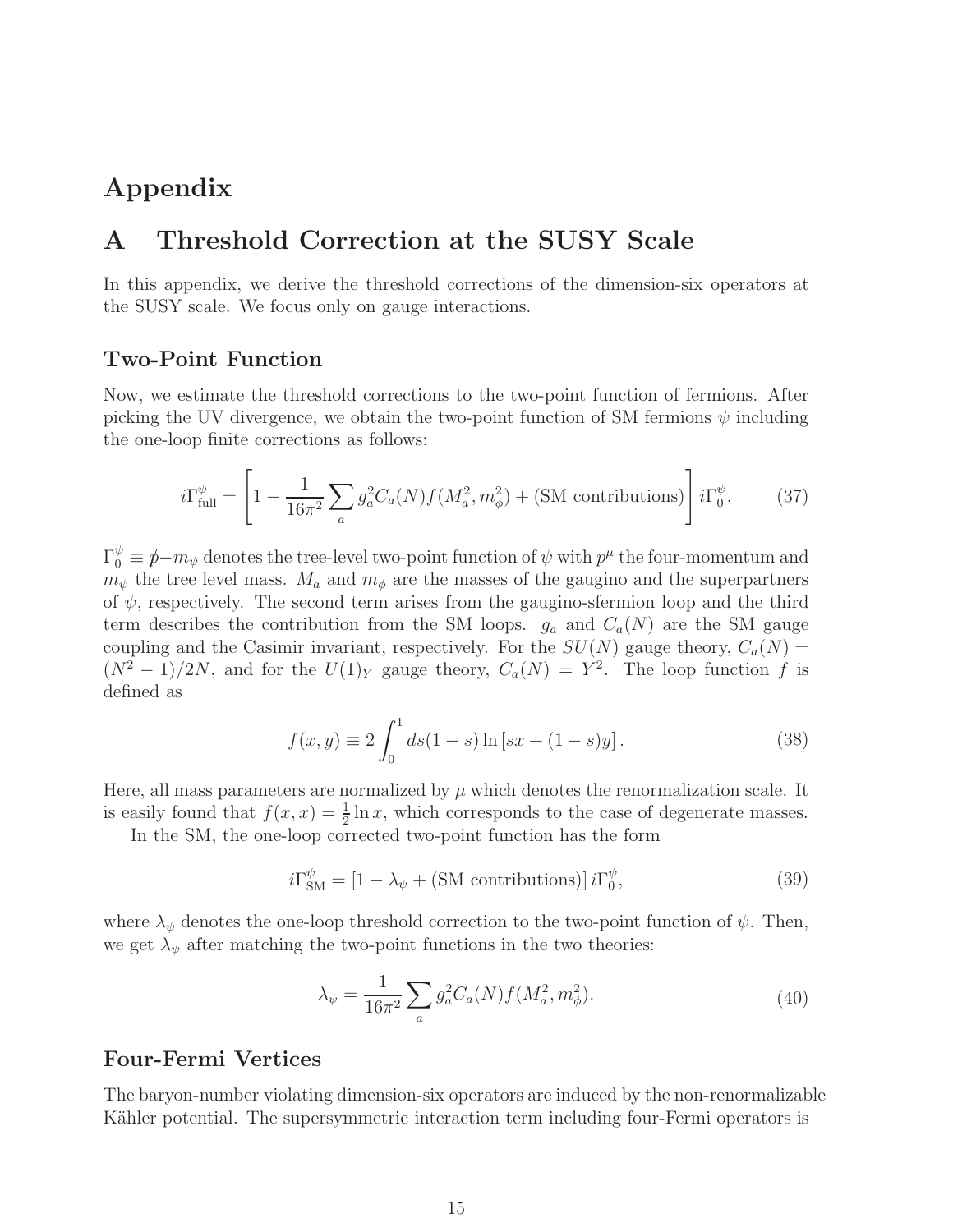# Appendix

## A Threshold Correction at the SUSY Scale

In this appendix, we derive the threshold corrections of the dimension-six operators at the SUSY scale. We focus only on gauge interactions.

### Two-Point Function

Now, we estimate the threshold corrections to the two-point function of fermions. After picking the UV divergence, we obtain the two-point function of SM fermions $\psi$ including the one-loop finite corrections as follows:

$$i\Gamma^{\psi}_{\rm full} = \left[1 - \frac{1}{16\pi^2}\sum_a g_a^2 C_a(N) f(M_a^2, m_\phi^2) + (\text{SM contributions})\right] i\Gamma^{\psi}_0. \tag{37}$$

$\Gamma^{\psi}_0 \equiv \not{p} - m_\psi$ denotes the tree-level two-point function of $\psi$ with $p^\mu$ the four-momentum and $m_\psi$ the tree level mass. $M_a$ and $m_\phi$ are the masses of the gaugino and the superpartners of $\psi$, respectively. The second term arises from the gaugino-sfermion loop and the third term describes the contribution from the SM loops. $g_a$ and $C_a(N)$ are the SM gauge coupling and the Casimir invariant, respectively. For the $SU(N)$ gauge theory, $C_a(N) = (N^2-1)/2N$, and for the $U(1)_Y$ gauge theory, $C_a(N) = Y^2$. The loop function $f$ is defined as

$$f(x, y) \equiv 2\int_0^1 ds(1-s)\ln\left[sx + (1-s)y\right]. \tag{38}$$

Here, all mass parameters are normalized by $\mu$ which denotes the renormalization scale. It is easily found that $f(x, x) = \frac{1}{2}\ln x$, which corresponds to the case of degenerate masses.

In the SM, the one-loop corrected two-point function has the form

$$i\Gamma^{\psi}_{\rm SM} = \left[1 - \lambda_\psi + (\text{SM contributions})\right] i\Gamma^{\psi}_0, \tag{39}$$

where $\lambda_\psi$ denotes the one-loop threshold correction to the two-point function of $\psi$. Then, we get $\lambda_\psi$ after matching the two-point functions in the two theories:

$$\lambda_\psi = \frac{1}{16\pi^2}\sum_a g_a^2 C_a(N) f(M_a^2, m_\phi^2). \tag{40}$$

### Four-Fermi Vertices

The baryon-number violating dimension-six operators are induced by the non-renormalizable Kähler potential. The supersymmetric interaction term including four-Fermi operators is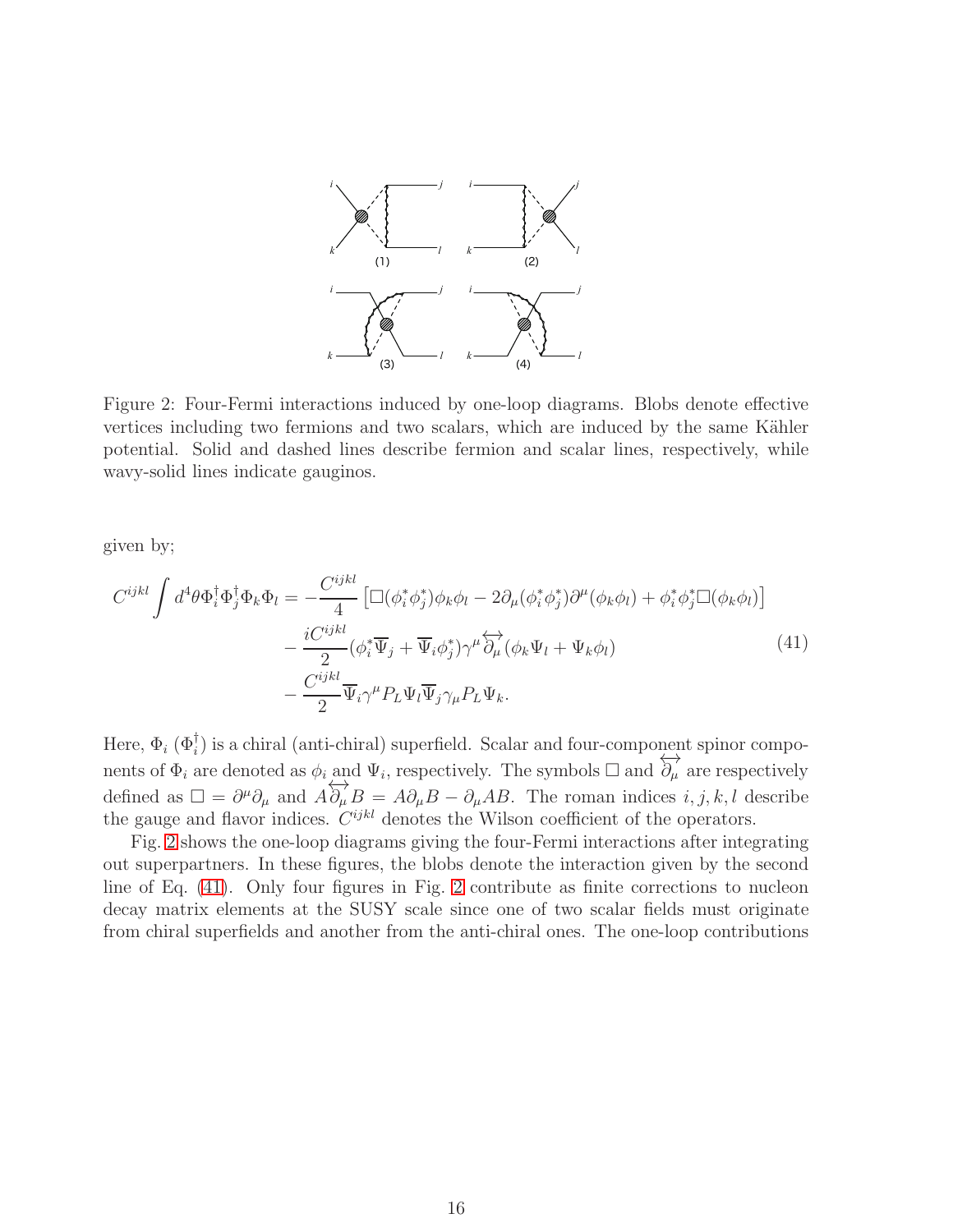Figure 2: Four-Fermi interactions induced by one-loop diagrams. Blobs denote effective vertices including two fermions and two scalars, which are induced by the same Kähler potential. Solid and dashed lines describe fermion and scalar lines, respectively, while wavy-solid lines indicate gauginos.

given by;

$$
\begin{aligned}
C^{ijkl}\int d^4\theta \Phi_i^\dagger \Phi_j^\dagger \Phi_k \Phi_l = &-\frac{C^{ijkl}}{4}\left[\Box(\phi_i^*\phi_j^*)\phi_k\phi_l - 2\partial_\mu(\phi_i^*\phi_j^*)\partial^\mu(\phi_k\phi_l) + \phi_i^*\phi_j^*\Box(\phi_k\phi_l)\right] \\
&- \frac{iC^{ijkl}}{2}(\phi_i^*\overline{\Psi}_j + \overline{\Psi}_i\phi_j^*)\gamma^\mu \overleftrightarrow{\partial_\mu}(\phi_k\Psi_l + \Psi_k\phi_l) \\
&- \frac{C^{ijkl}}{2}\overline{\Psi}_i\gamma^\mu P_L\Psi_l\overline{\Psi}_j\gamma_\mu P_L\Psi_k.
\end{aligned} \tag{41}
$$

Here, $\Phi_i$ ($\Phi_i^\dagger$) is a chiral (anti-chiral) superfield. Scalar and four-component spinor components of $\Phi_i$ are denoted as $\phi_i$ and $\Psi_i$, respectively. The symbols $\Box$ and $\overleftrightarrow{\partial_\mu}$ are respectively defined as $\Box = \partial^\mu\partial_\mu$ and $A\overleftrightarrow{\partial_\mu}B = A\partial_\mu B - \partial_\mu AB$. The roman indices $i, j, k, l$ describe the gauge and flavor indices. $C^{ijkl}$ denotes the Wilson coefficient of the operators.

Fig. 2 shows the one-loop diagrams giving the four-Fermi interactions after integrating out superpartners. In these figures, the blobs denote the interaction given by the second line of Eq. (41). Only four figures in Fig. 2 contribute as finite corrections to nucleon decay matrix elements at the SUSY scale since one of two scalar fields must originate from chiral superfields and another from the anti-chiral ones. The one-loop contributions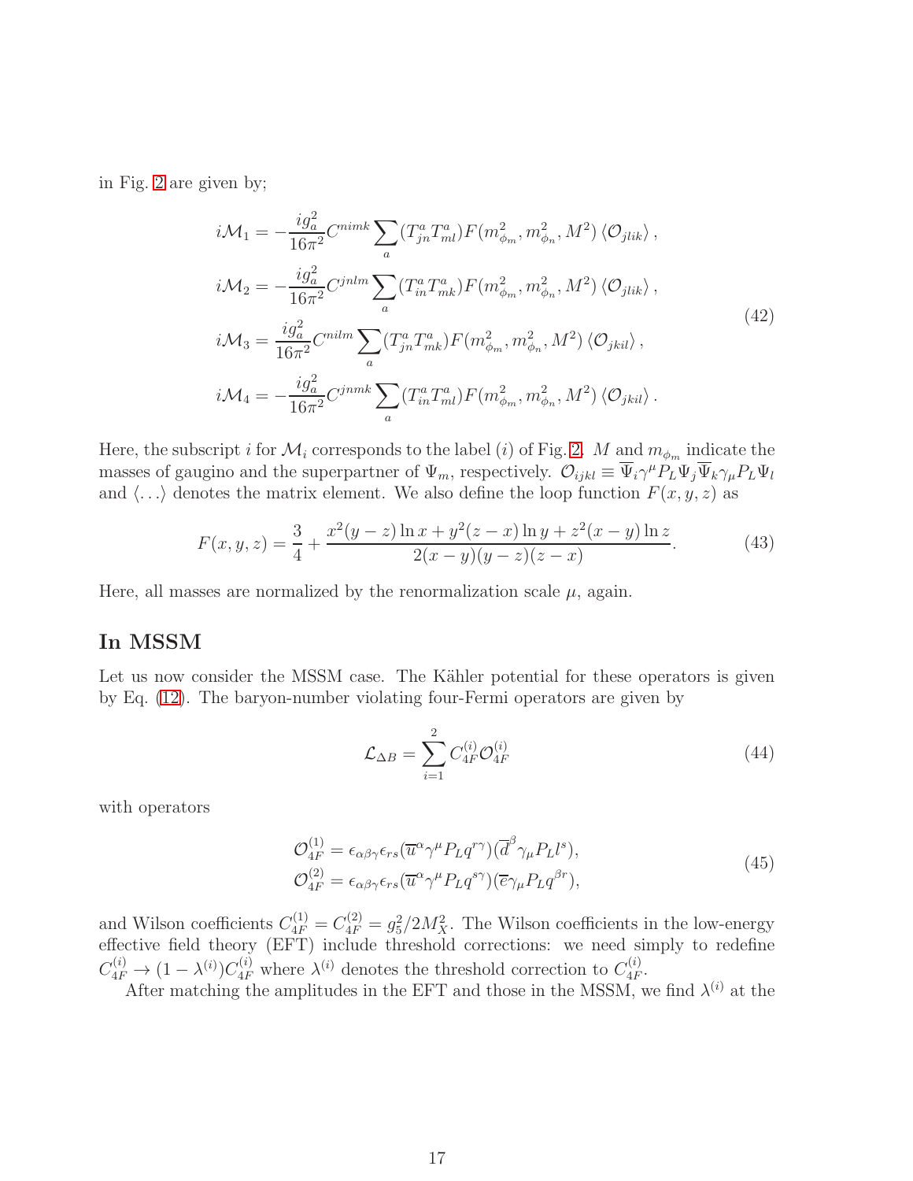in Fig. 2 are given by;

$$
\begin{aligned}
i\mathcal{M}_1 &= -\frac{ig_a^2}{16\pi^2} C^{nimk} \sum_a (T^a_{jn} T^a_{ml}) F(m^2_{\phi_m}, m^2_{\phi_n}, M^2) \langle \mathcal{O}_{jlik} \rangle \,, \\
i\mathcal{M}_2 &= -\frac{ig_a^2}{16\pi^2} C^{jnlm} \sum_a (T^a_{in} T^a_{mk}) F(m^2_{\phi_m}, m^2_{\phi_n}, M^2) \langle \mathcal{O}_{jlik} \rangle \,, \\
i\mathcal{M}_3 &= \frac{ig_a^2}{16\pi^2} C^{nilm} \sum_a (T^a_{jn} T^a_{mk}) F(m^2_{\phi_m}, m^2_{\phi_n}, M^2) \langle \mathcal{O}_{jkil} \rangle \,, \\
i\mathcal{M}_4 &= -\frac{ig_a^2}{16\pi^2} C^{jnmk} \sum_a (T^a_{in} T^a_{ml}) F(m^2_{\phi_m}, m^2_{\phi_n}, M^2) \langle \mathcal{O}_{jkil} \rangle \,.
\end{aligned}
\tag{42}
$$

Here, the subscript $i$ for $\mathcal{M}_i$ corresponds to the label $(i)$ of Fig. 2. $M$ and $m_{\phi_m}$ indicate the masses of gaugino and the superpartner of $\Psi_m$, respectively. $\mathcal{O}_{ijkl} \equiv \overline{\Psi}_i \gamma^\mu P_L \Psi_j \overline{\Psi}_k \gamma_\mu P_L \Psi_l$ and $\langle \ldots \rangle$ denotes the matrix element. We also define the loop function $F(x, y, z)$ as

$$
F(x,y,z) = \frac{3}{4} + \frac{x^2(y-z)\ln x + y^2(z-x)\ln y + z^2(x-y)\ln z}{2(x-y)(y-z)(z-x)}. \tag{43}
$$

Here, all masses are normalized by the renormalization scale $\mu$, again.

## In MSSM

Let us now consider the MSSM case. The Kähler potential for these operators is given by Eq. (12). The baryon-number violating four-Fermi operators are given by

$$
\mathcal{L}_{\Delta B} = \sum_{i=1}^{2} C^{(i)}_{4F} \mathcal{O}^{(i)}_{4F} \tag{44}
$$

with operators

$$
\begin{aligned}
\mathcal{O}^{(1)}_{4F} &= \epsilon_{\alpha\beta\gamma}\epsilon_{rs} (\overline{u}^\alpha \gamma^\mu P_L q^{r\gamma})(\overline{d}^\beta \gamma_\mu P_L l^s), \\
\mathcal{O}^{(2)}_{4F} &= \epsilon_{\alpha\beta\gamma}\epsilon_{rs} (\overline{u}^\alpha \gamma^\mu P_L q^{s\gamma})(\overline{e} \gamma_\mu P_L q^{\beta r}),
\end{aligned}
\tag{45}
$$

and Wilson coefficients $C^{(1)}_{4F} = C^{(2)}_{4F} = g_5^2/2M_X^2$. The Wilson coefficients in the low-energy effective field theory (EFT) include threshold corrections: we need simply to redefine $C^{(i)}_{4F} \to (1 - \lambda^{(i)}) C^{(i)}_{4F}$ where $\lambda^{(i)}$ denotes the threshold correction to $C^{(i)}_{4F}$.

After matching the amplitudes in the EFT and those in the MSSM, we find $\lambda^{(i)}$ at the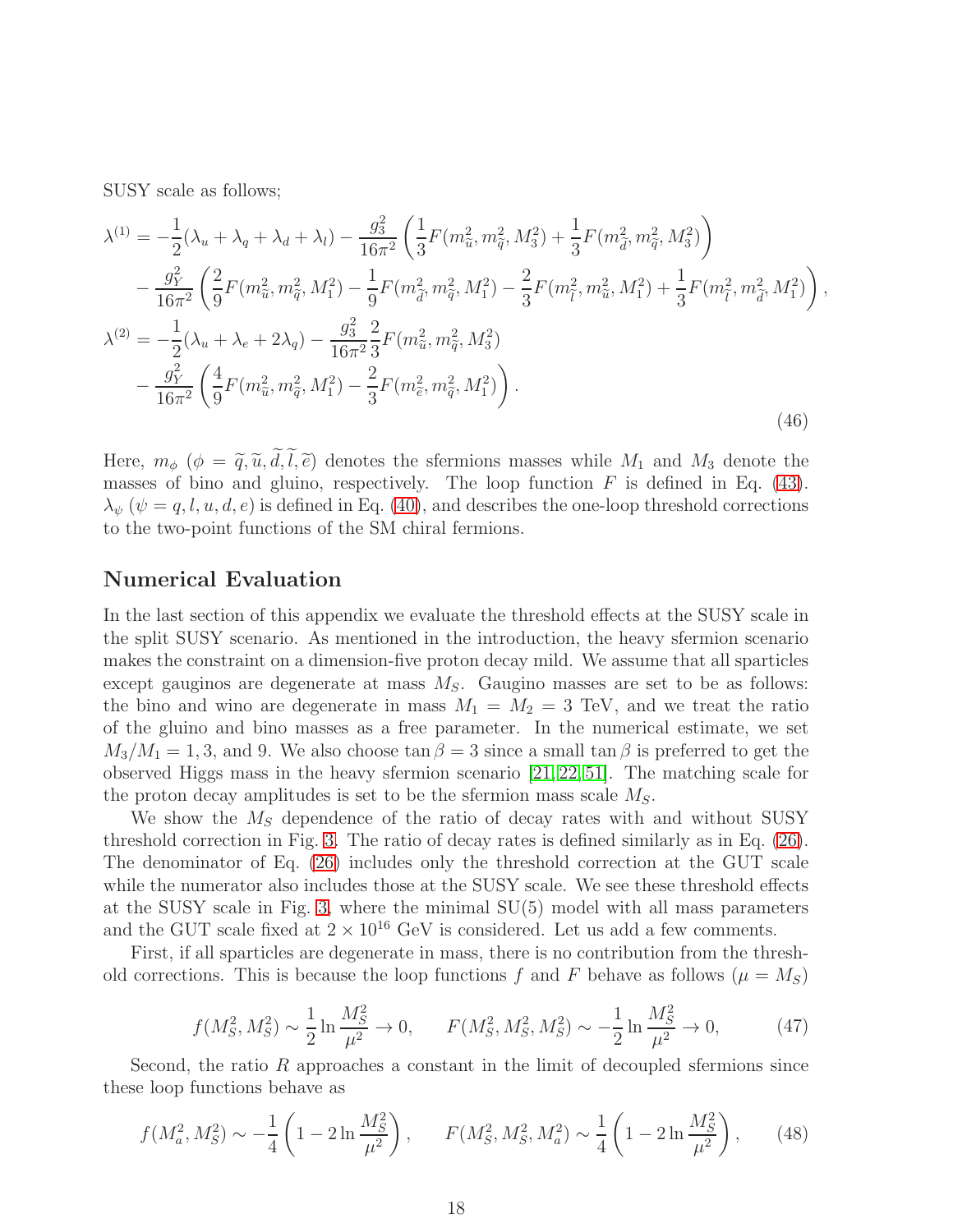SUSY scale as follows;

$$
\begin{aligned}
\lambda^{(1)} =& -\frac{1}{2}(\lambda_u + \lambda_q + \lambda_d + \lambda_l) - \frac{g_3^2}{16\pi^2}\left(\frac{1}{3}F(m_{\widetilde{u}}^2, m_{\widetilde{q}}^2, M_3^2) + \frac{1}{3}F(m_{\widetilde{d}}^2, m_{\widetilde{q}}^2, M_3^2)\right) \\
& - \frac{g_Y^2}{16\pi^2}\left(\frac{2}{9}F(m_{\widetilde{u}}^2, m_{\widetilde{q}}^2, M_1^2) - \frac{1}{9}F(m_{\widetilde{d}}^2, m_{\widetilde{q}}^2, M_1^2) - \frac{2}{3}F(m_{\widetilde{l}}^2, m_{\widetilde{u}}^2, M_1^2) + \frac{1}{3}F(m_{\widetilde{l}}^2, m_{\widetilde{d}}^2, M_1^2)\right), \\
\lambda^{(2)} =& -\frac{1}{2}(\lambda_u + \lambda_e + 2\lambda_q) - \frac{g_3^2}{16\pi^2}\frac{2}{3}F(m_{\widetilde{u}}^2, m_{\widetilde{q}}^2, M_3^2) \\
& - \frac{g_Y^2}{16\pi^2}\left(\frac{4}{9}F(m_{\widetilde{u}}^2, m_{\widetilde{q}}^2, M_1^2) - \frac{2}{3}F(m_{\widetilde{e}}^2, m_{\widetilde{q}}^2, M_1^2)\right).
\end{aligned}
\tag{46}
$$

Here, $m_\phi$ ($\phi = \widetilde{q}, \widetilde{u}, \widetilde{d}, \widetilde{l}, \widetilde{e}$) denotes the sfermions masses while $M_1$ and $M_3$ denote the masses of bino and gluino, respectively. The loop function $F$ is defined in Eq. (43). $\lambda_\psi$ ($\psi = q, l, u, d, e$) is defined in Eq. (40), and describes the one-loop threshold corrections to the two-point functions of the SM chiral fermions.

## Numerical Evaluation

In the last section of this appendix we evaluate the threshold effects at the SUSY scale in the split SUSY scenario. As mentioned in the introduction, the heavy sfermion scenario makes the constraint on a dimension-five proton decay mild. We assume that all sparticles except gauginos are degenerate at mass $M_S$. Gaugino masses are set to be as follows: the bino and wino are degenerate in mass $M_1 = M_2 = 3$ TeV, and we treat the ratio of the gluino and bino masses as a free parameter. In the numerical estimate, we set $M_3/M_1 = 1, 3$, and 9. We also choose $\tan\beta = 3$ since a small $\tan\beta$ is preferred to get the observed Higgs mass in the heavy sfermion scenario [21, 22, 51]. The matching scale for the proton decay amplitudes is set to be the sfermion mass scale $M_S$.

We show the $M_S$ dependence of the ratio of decay rates with and without SUSY threshold correction in Fig. 3. The ratio of decay rates is defined similarly as in Eq. (26). The denominator of Eq. (26) includes only the threshold correction at the GUT scale while the numerator also includes those at the SUSY scale. We see these threshold effects at the SUSY scale in Fig. 3, where the minimal SU(5) model with all mass parameters and the GUT scale fixed at $2 \times 10^{16}$ GeV is considered. Let us add a few comments.

First, if all sparticles are degenerate in mass, there is no contribution from the threshold corrections. This is because the loop functions $f$ and $F$ behave as follows ($\mu = M_S$)

$$
f(M_S^2, M_S^2) \sim \frac{1}{2}\ln\frac{M_S^2}{\mu^2} \to 0, \qquad F(M_S^2, M_S^2, M_S^2) \sim -\frac{1}{2}\ln\frac{M_S^2}{\mu^2} \to 0, \tag{47}
$$

Second, the ratio $R$ approaches a constant in the limit of decoupled sfermions since these loop functions behave as

$$
f(M_a^2, M_S^2) \sim -\frac{1}{4}\left(1 - 2\ln\frac{M_S^2}{\mu^2}\right), \qquad F(M_S^2, M_S^2, M_a^2) \sim \frac{1}{4}\left(1 - 2\ln\frac{M_S^2}{\mu^2}\right), \tag{48}
$$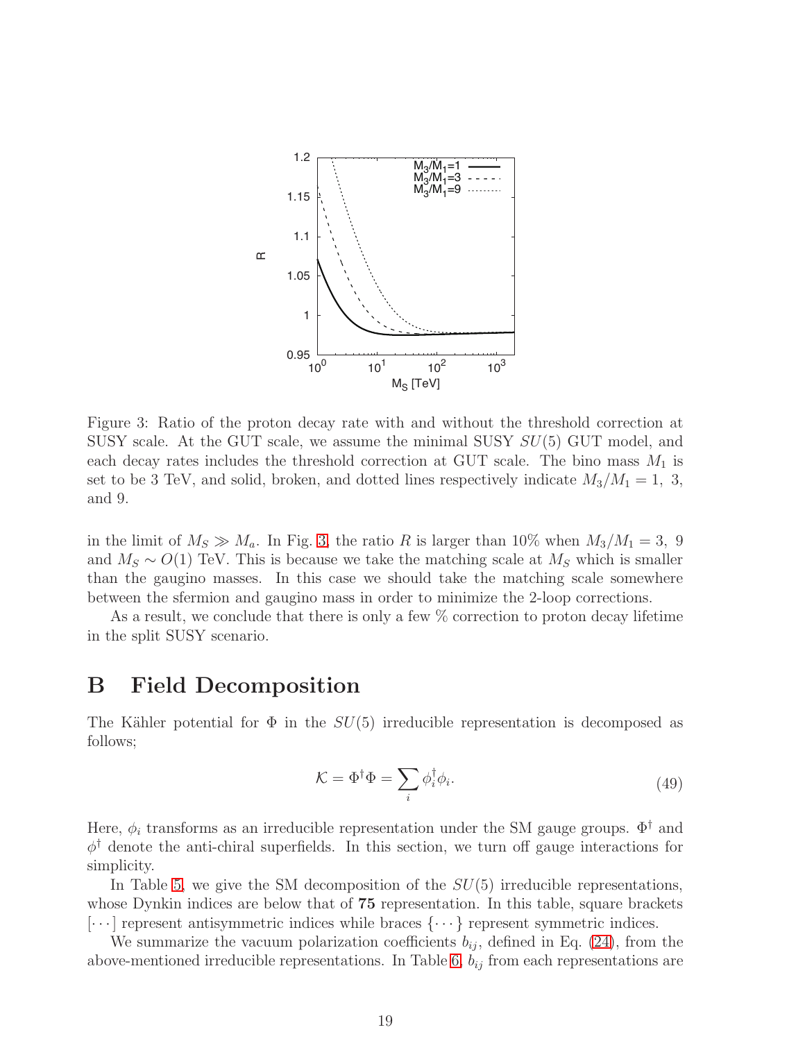Figure 3: Ratio of the proton decay rate with and without the threshold correction at SUSY scale. At the GUT scale, we assume the minimal SUSY $SU(5)$ GUT model, and each decay rates includes the threshold correction at GUT scale. The bino mass $M_1$ is set to be 3 TeV, and solid, broken, and dotted lines respectively indicate $M_3/M_1 = 1,\ 3,$ and 9.

in the limit of $M_S \gg M_a$. In Fig. 3, the ratio $R$ is larger than 10% when $M_3/M_1 = 3,\ 9$ and $M_S \sim O(1)$ TeV. This is because we take the matching scale at $M_S$ which is smaller than the gaugino masses. In this case we should take the matching scale somewhere between the sfermion and gaugino mass in order to minimize the 2-loop corrections.

As a result, we conclude that there is only a few % correction to proton decay lifetime in the split SUSY scenario.

# B Field Decomposition

The Kähler potential for $\Phi$ in the $SU(5)$ irreducible representation is decomposed as follows;

$$\mathcal{K} = \Phi^\dagger \Phi = \sum_i \phi_i^\dagger \phi_i. \tag{49}$$

Here, $\phi_i$ transforms as an irreducible representation under the SM gauge groups. $\Phi^\dagger$ and $\phi^\dagger$ denote the anti-chiral superfields. In this section, we turn off gauge interactions for simplicity.

In Table 5, we give the SM decomposition of the $SU(5)$ irreducible representations, whose Dynkin indices are below that of **75** representation. In this table, square brackets $[\cdots]$ represent antisymmetric indices while braces $\{\cdots\}$ represent symmetric indices.

We summarize the vacuum polarization coefficients $b_{ij}$, defined in Eq. (24), from the above-mentioned irreducible representations. In Table 6, $b_{ij}$ from each representations are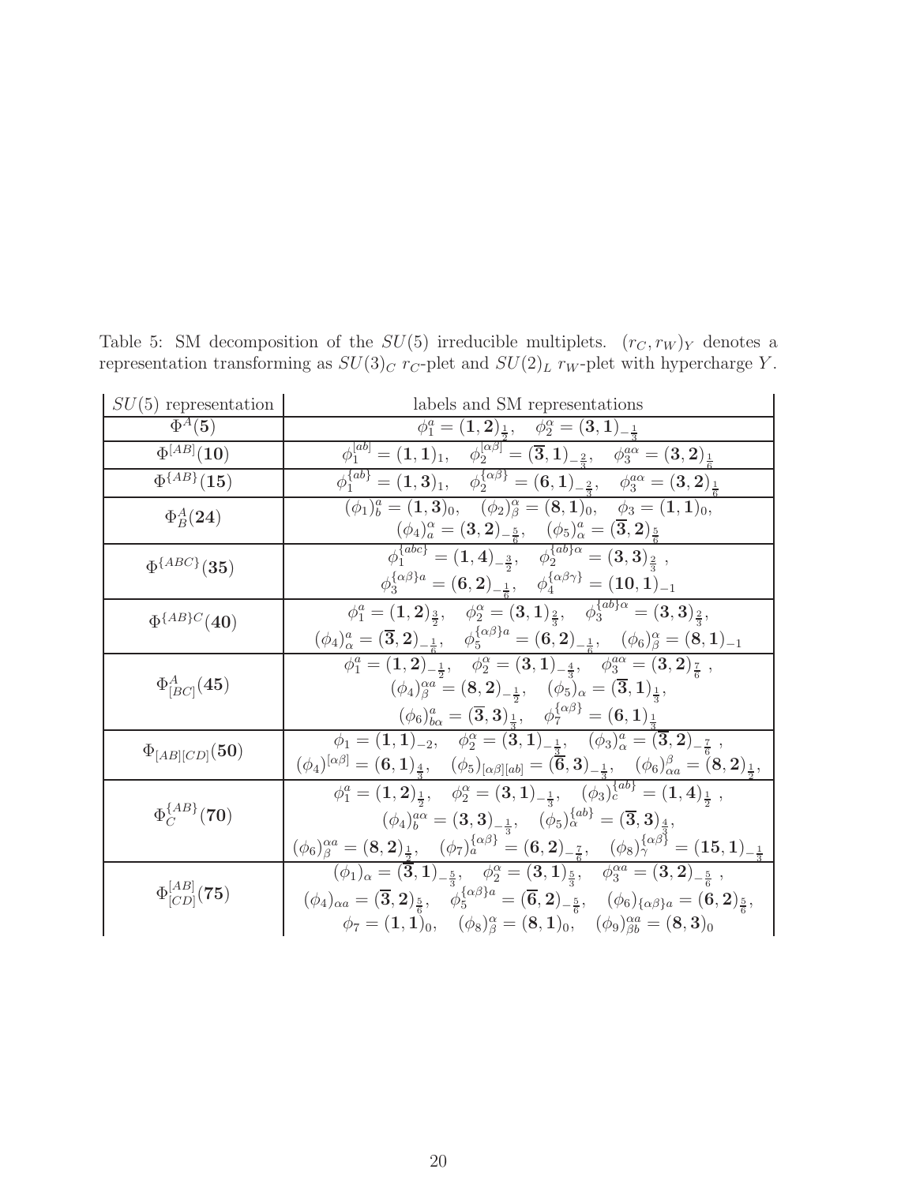Table 5: SM decomposition of the $SU(5)$ irreducible multiplets. $(r_C, r_W)_Y$ denotes a representation transforming as $SU(3)_C$ $r_C$-plet and $SU(2)_L$ $r_W$-plet with hypercharge $Y$.

| $SU(5)$ representation | labels and SM representations |
|---|---|
| $\Phi^A(\mathbf{5})$ | $\phi_1^a = (\mathbf{1},\mathbf{2})_{\frac{1}{2}}, \quad \phi_2^\alpha = (\mathbf{3},\mathbf{1})_{-\frac{1}{3}}$ |
| $\Phi^{[AB]}(\mathbf{10})$ | $\phi_1^{[ab]} = (\mathbf{1},\mathbf{1})_1, \quad \phi_2^{[\alpha\beta]} = (\overline{\mathbf{3}},\mathbf{1})_{-\frac{2}{3}}, \quad \phi_3^{a\alpha} = (\mathbf{3},\mathbf{2})_{\frac{1}{6}}$ |
| $\Phi^{\{AB\}}(\mathbf{15})$ | $\phi_1^{\{ab\}} = (\mathbf{1},\mathbf{3})_1, \quad \phi_2^{\{\alpha\beta\}} = (\mathbf{6},\mathbf{1})_{-\frac{2}{3}}, \quad \phi_3^{a\alpha} = (\mathbf{3},\mathbf{2})_{\frac{1}{6}}$ |
| $\Phi_B^A(\mathbf{24})$ | $(\phi_1)_b^a = (\mathbf{1},\mathbf{3})_0, \quad (\phi_2)_\beta^\alpha = (\mathbf{8},\mathbf{1})_0, \quad \phi_3 = (\mathbf{1},\mathbf{1})_0,$ $(\phi_4)_a^\alpha = (\mathbf{3},\mathbf{2})_{-\frac{5}{6}}, \quad (\phi_5)_\alpha^a = (\overline{\mathbf{3}},\mathbf{2})_{\frac{5}{6}}$ |
| $\Phi^{\{ABC\}}(\mathbf{35})$ | $\phi_1^{\{abc\}} = (\mathbf{1},\mathbf{4})_{-\frac{3}{2}}, \quad \phi_2^{\{ab\}\alpha} = (\mathbf{3},\mathbf{3})_{\frac{2}{3}},$ $\phi_3^{\{\alpha\beta\}a} = (\mathbf{6},\mathbf{2})_{-\frac{1}{6}}, \quad \phi_4^{\{\alpha\beta\gamma\}} = (\mathbf{10},\mathbf{1})_{-1}$ |
| $\Phi^{\{AB\}C}(\mathbf{40})$ | $\phi_1^a = (\mathbf{1},\mathbf{2})_{\frac{3}{2}}, \quad \phi_2^\alpha = (\mathbf{3},\mathbf{1})_{\frac{2}{3}}, \quad \phi_3^{\{ab\}\alpha} = (\mathbf{3},\mathbf{3})_{\frac{2}{3}},$ $(\phi_4)_\alpha^a = (\overline{\mathbf{3}},\mathbf{2})_{-\frac{1}{6}}, \quad \phi_5^{\{\alpha\beta\}a} = (\mathbf{6},\mathbf{2})_{-\frac{1}{6}}, \quad (\phi_6)_\beta^\alpha = (\mathbf{8},\mathbf{1})_{-1}$ |
| $\Phi_{[BC]}^A(\mathbf{45})$ | $\phi_1^a = (\mathbf{1},\mathbf{2})_{-\frac{1}{2}}, \quad \phi_2^\alpha = (\mathbf{3},\mathbf{1})_{-\frac{4}{3}}, \quad \phi_3^{a\alpha} = (\mathbf{3},\mathbf{2})_{\frac{7}{6}},$ $(\phi_4)_\beta^{\alpha a} = (\mathbf{8},\mathbf{2})_{-\frac{1}{2}}, \quad (\phi_5)_\alpha = (\overline{\mathbf{3}},\mathbf{1})_{\frac{1}{3}},$ $(\phi_6)_{b\alpha}^a = (\overline{\mathbf{3}},\mathbf{3})_{\frac{1}{3}}, \quad \phi_7^{\{\alpha\beta\}} = (\mathbf{6},\mathbf{1})_{\frac{1}{3}}$ |
| $\Phi_{[AB][CD]}(\mathbf{50})$ | $\phi_1 = (\mathbf{1},\mathbf{1})_{-2}, \quad \phi_2^\alpha = (\mathbf{3},\mathbf{1})_{-\frac{1}{3}}, \quad (\phi_3)_\alpha^a = (\overline{\mathbf{3}},\mathbf{2})_{-\frac{7}{6}},$ $(\phi_4)^{[\alpha\beta]} = (\mathbf{6},\mathbf{1})_{\frac{4}{3}}, \quad (\phi_5)_{[\alpha\beta][ab]} = (\overline{\mathbf{6}},\mathbf{3})_{-\frac{1}{3}}, \quad (\phi_6)_{\alpha a}^\beta = (\mathbf{8},\mathbf{2})_{\frac{1}{2}},$ |
| $\Phi_C^{\{AB\}}(\mathbf{70})$ | $\phi_1^a = (\mathbf{1},\mathbf{2})_{\frac{1}{2}}, \quad \phi_2^\alpha = (\mathbf{3},\mathbf{1})_{-\frac{1}{3}}, \quad (\phi_3)_c^{\{ab\}} = (\mathbf{1},\mathbf{4})_{\frac{1}{2}},$ $(\phi_4)_b^{a\alpha} = (\mathbf{3},\mathbf{3})_{-\frac{1}{3}}, \quad (\phi_5)_\alpha^{\{ab\}} = (\overline{\mathbf{3}},\mathbf{3})_{\frac{4}{3}},$ $(\phi_6)_\beta^{\alpha a} = (\mathbf{8},\mathbf{2})_{\frac{1}{2}}, \quad (\phi_7)_a^{\{\alpha\beta\}} = (\mathbf{6},\mathbf{2})_{-\frac{7}{6}}, \quad (\phi_8)_\gamma^{\{\alpha\beta\}} = (\mathbf{15},\mathbf{1})_{-\frac{1}{3}}$ |
| $\Phi_{[CD]}^{[AB]}(\mathbf{75})$ | $(\phi_1)_\alpha = (\overline{\mathbf{3}},\mathbf{1})_{-\frac{5}{3}}, \quad \phi_2^\alpha = (\mathbf{3},\mathbf{1})_{\frac{5}{3}}, \quad \phi_3^{\alpha a} = (\mathbf{3},\mathbf{2})_{-\frac{5}{6}},$ $(\phi_4)_{\alpha a} = (\overline{\mathbf{3}},\mathbf{2})_{\frac{5}{6}}, \quad \phi_5^{\{\alpha\beta\}a} = (\overline{\mathbf{6}},\mathbf{2})_{-\frac{5}{6}}, \quad (\phi_6)_{\{\alpha\beta\}a} = (\mathbf{6},\mathbf{2})_{\frac{5}{6}},$ $\phi_7 = (\mathbf{1},\mathbf{1})_0, \quad (\phi_8)_\beta^\alpha = (\mathbf{8},\mathbf{1})_0, \quad (\phi_9)_{\beta b}^{\alpha a} = (\mathbf{8},\mathbf{3})_0$ |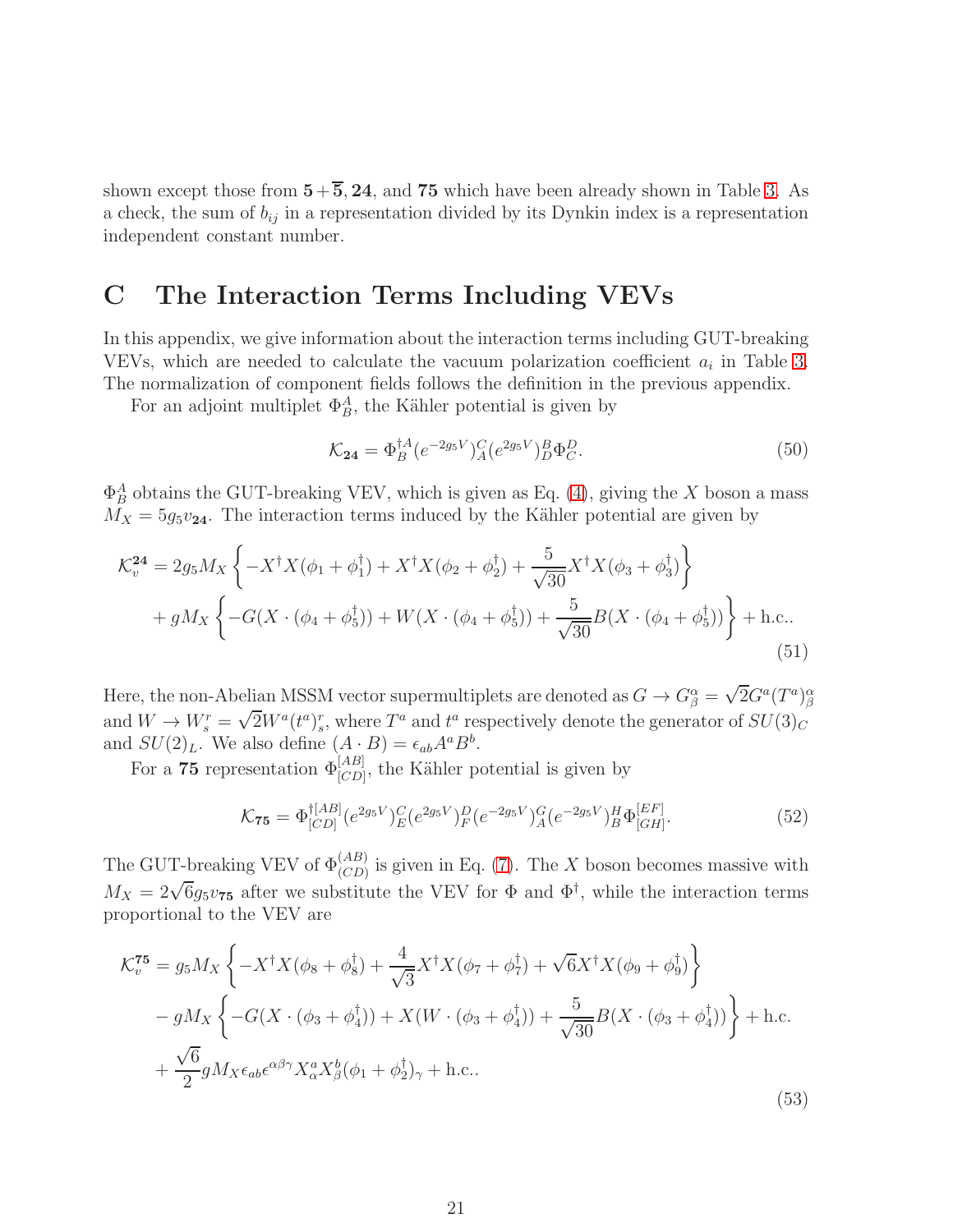shown except those from $\mathbf{5}+\overline{\mathbf{5}}, \mathbf{24}$, and $\mathbf{75}$ which have been already shown in Table 3. As a check, the sum of $b_{ij}$ in a representation divided by its Dynkin index is a representation independent constant number.

# C The Interaction Terms Including VEVs

In this appendix, we give information about the interaction terms including GUT-breaking VEVs, which are needed to calculate the vacuum polarization coefficient $a_i$ in Table 3. The normalization of component fields follows the definition in the previous appendix.

For an adjoint multiplet $\Phi^A_B$, the Kähler potential is given by

$$\mathcal{K}_{\mathbf{24}} = \Phi^{\dagger A}_B (e^{-2g_5 V})^C_A (e^{2g_5 V})^B_D \Phi^D_C. \tag{50}$$

$\Phi^A_B$ obtains the GUT-breaking VEV, which is given as Eq. (4), giving the $X$ boson a mass $M_X = 5 g_5 v_{\mathbf{24}}$. The interaction terms induced by the Kähler potential are given by

$$\begin{aligned}
\mathcal{K}^{\mathbf{24}}_v =& \, 2 g_5 M_X \left\{ -X^\dagger X(\phi_1 + \phi_1^\dagger) + X^\dagger X(\phi_2 + \phi_2^\dagger) + \frac{5}{\sqrt{30}} X^\dagger X(\phi_3 + \phi_3^\dagger) \right\} \\
&+ g M_X \left\{ -G(X \cdot (\phi_4 + \phi_5^\dagger)) + W(X \cdot (\phi_4 + \phi_5^\dagger)) + \frac{5}{\sqrt{30}} B(X \cdot (\phi_4 + \phi_5^\dagger)) \right\} + \text{h.c.}.
\end{aligned} \tag{51}$$

Here, the non-Abelian MSSM vector supermultiplets are denoted as $G \to G^\alpha_\beta = \sqrt{2} G^a (T^a)^\alpha_\beta$ and $W \to W^r_s = \sqrt{2} W^a (t^a)^r_s$, where $T^a$ and $t^a$ respectively denote the generator of $SU(3)_C$ and $SU(2)_L$. We also define $(A \cdot B) = \epsilon_{ab} A^a B^b$.

For a $\mathbf{75}$ representation $\Phi^{[AB]}_{[CD]}$, the Kähler potential is given by

$$\mathcal{K}_{\mathbf{75}} = \Phi^{\dagger [AB]}_{[CD]} (e^{2g_5 V})^C_E (e^{2g_5 V})^D_F (e^{-2g_5 V})^G_A (e^{-2g_5 V})^H_B \Phi^{[EF]}_{[GH]}. \tag{52}$$

The GUT-breaking VEV of $\Phi^{(AB)}_{(CD)}$ is given in Eq. (7). The $X$ boson becomes massive with $M_X = 2\sqrt{6} g_5 v_{\mathbf{75}}$ after we substitute the VEV for $\Phi$ and $\Phi^\dagger$, while the interaction terms proportional to the VEV are

$$\begin{aligned}
\mathcal{K}^{\mathbf{75}}_v =& \, g_5 M_X \left\{ -X^\dagger X(\phi_8 + \phi_8^\dagger) + \frac{4}{\sqrt{3}} X^\dagger X(\phi_7 + \phi_7^\dagger) + \sqrt{6} X^\dagger X(\phi_9 + \phi_9^\dagger) \right\} \\
&- g M_X \left\{ -G(X \cdot (\phi_3 + \phi_4^\dagger)) + X(W \cdot (\phi_3 + \phi_4^\dagger)) + \frac{5}{\sqrt{30}} B(X \cdot (\phi_3 + \phi_4^\dagger)) \right\} + \text{h.c.} \\
&+ \frac{\sqrt{6}}{2} g M_X \epsilon_{ab} \epsilon^{\alpha\beta\gamma} X^a_\alpha X^b_\beta (\phi_1 + \phi_2^\dagger)_\gamma + \text{h.c.}.
\end{aligned} \tag{53}$$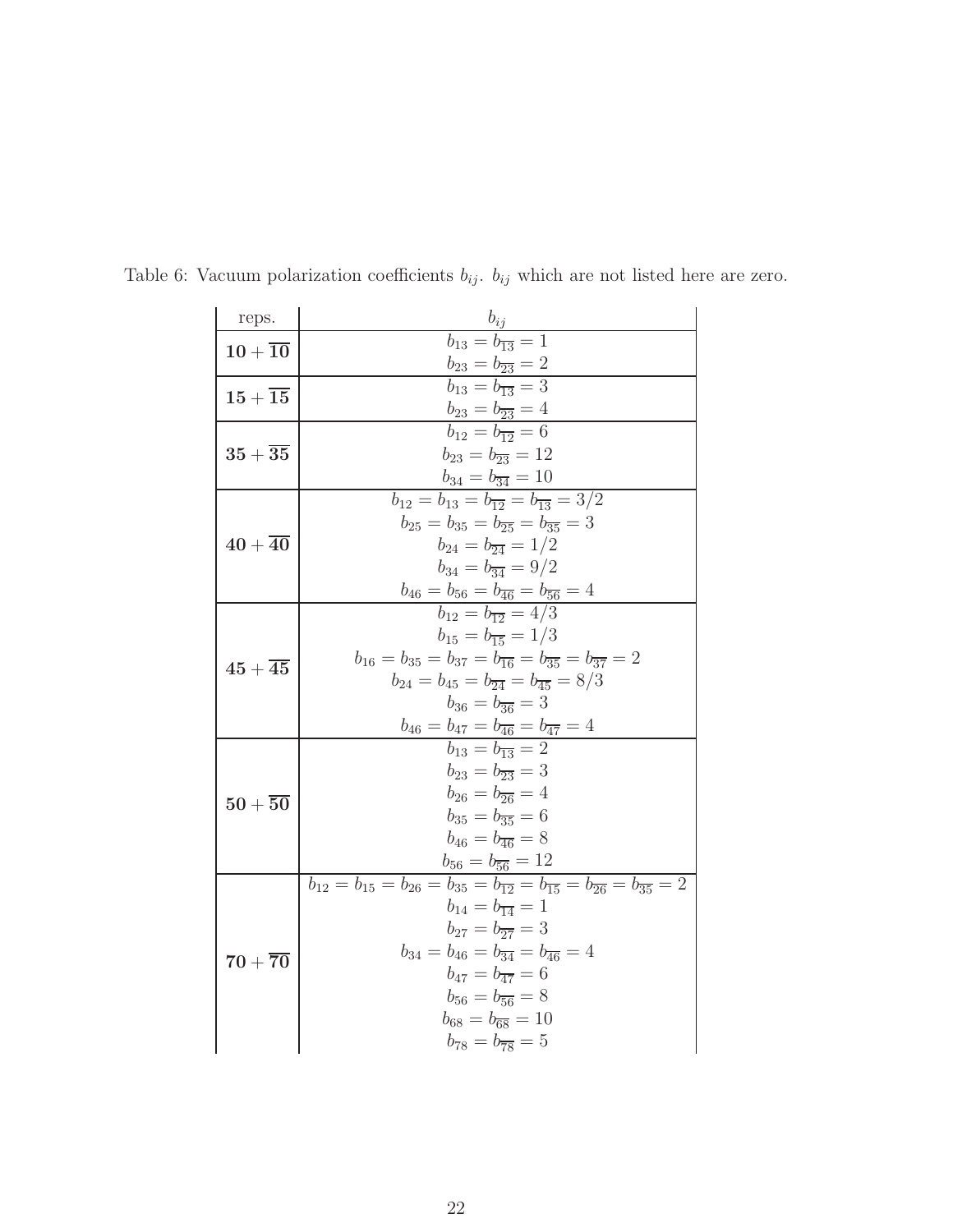Table 6: Vacuum polarization coefficients $b_{ij}$. $b_{ij}$ which are not listed here are zero.

| reps. | $b_{ij}$ |
|---|---|
| $\mathbf{10}+\overline{\mathbf{10}}$ | $b_{13}=b_{\overline{13}}=1$ <br> $b_{23}=b_{\overline{23}}=2$ |
| $\mathbf{15}+\overline{\mathbf{15}}$ | $b_{13}=b_{\overline{13}}=3$ <br> $b_{23}=b_{\overline{23}}=4$ |
| $\mathbf{35}+\overline{\mathbf{35}}$ | $b_{12}=b_{\overline{12}}=6$ <br> $b_{23}=b_{\overline{23}}=12$ <br> $b_{34}=b_{\overline{34}}=10$ |
| $\mathbf{40}+\overline{\mathbf{40}}$ | $b_{12}=b_{13}=b_{\overline{12}}=b_{\overline{13}}=3/2$ <br> $b_{25}=b_{35}=b_{\overline{25}}=b_{\overline{35}}=3$ <br> $b_{24}=b_{\overline{24}}=1/2$ <br> $b_{34}=b_{\overline{34}}=9/2$ <br> $b_{46}=b_{56}=b_{\overline{46}}=b_{\overline{56}}=4$ |
| $\mathbf{45}+\overline{\mathbf{45}}$ | $b_{12}=b_{\overline{12}}=4/3$ <br> $b_{15}=b_{\overline{15}}=1/3$ <br> $b_{16}=b_{35}=b_{37}=b_{\overline{16}}=b_{\overline{35}}=b_{\overline{37}}=2$ <br> $b_{24}=b_{45}=b_{\overline{24}}=b_{\overline{45}}=8/3$ <br> $b_{36}=b_{\overline{36}}=3$ <br> $b_{46}=b_{47}=b_{\overline{46}}=b_{\overline{47}}=4$ |
| $\mathbf{50}+\overline{\mathbf{50}}$ | $b_{13}=b_{\overline{13}}=2$ <br> $b_{23}=b_{\overline{23}}=3$ <br> $b_{26}=b_{\overline{26}}=4$ <br> $b_{35}=b_{\overline{35}}=6$ <br> $b_{46}=b_{\overline{46}}=8$ <br> $b_{56}=b_{\overline{56}}=12$ |
| $\mathbf{70}+\overline{\mathbf{70}}$ | $b_{12}=b_{15}=b_{26}=b_{35}=b_{\overline{12}}=b_{\overline{15}}=b_{\overline{26}}=b_{\overline{35}}=2$ <br> $b_{14}=b_{\overline{14}}=1$ <br> $b_{27}=b_{\overline{27}}=3$ <br> $b_{34}=b_{46}=b_{\overline{34}}=b_{\overline{46}}=4$ <br> $b_{47}=b_{\overline{47}}=6$ <br> $b_{56}=b_{\overline{56}}=8$ <br> $b_{68}=b_{\overline{68}}=10$ <br> $b_{78}=b_{\overline{78}}=5$ |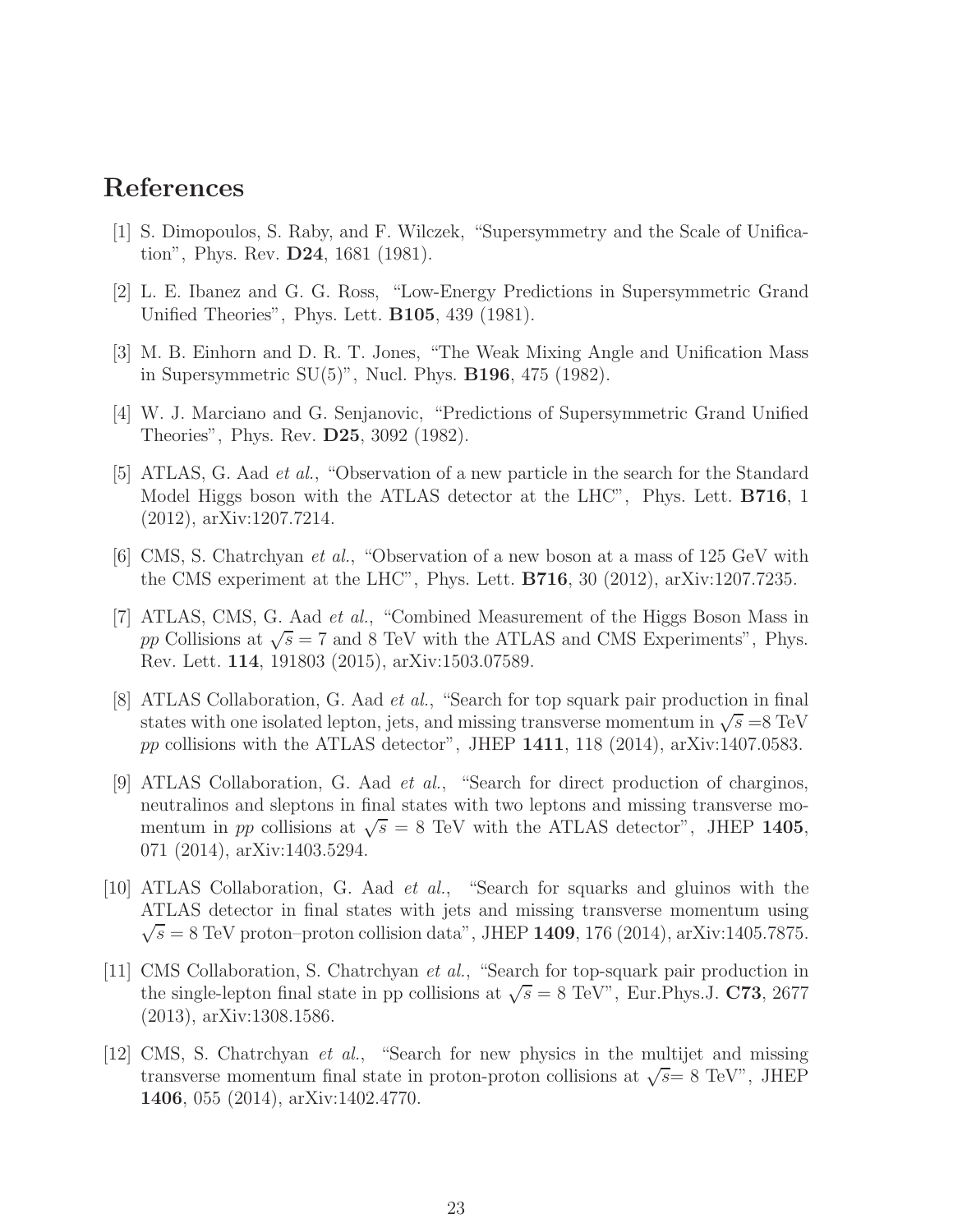# References

[1] S. Dimopoulos, S. Raby, and F. Wilczek, "Supersymmetry and the Scale of Unification", Phys. Rev. **D24**, 1681 (1981).

[2] L. E. Ibanez and G. G. Ross, "Low-Energy Predictions in Supersymmetric Grand Unified Theories", Phys. Lett. **B105**, 439 (1981).

[3] M. B. Einhorn and D. R. T. Jones, "The Weak Mixing Angle and Unification Mass in Supersymmetric SU(5)", Nucl. Phys. **B196**, 475 (1982).

[4] W. J. Marciano and G. Senjanovic, "Predictions of Supersymmetric Grand Unified Theories", Phys. Rev. **D25**, 3092 (1982).

[5] ATLAS, G. Aad *et al.*, "Observation of a new particle in the search for the Standard Model Higgs boson with the ATLAS detector at the LHC", Phys. Lett. **B716**, 1 (2012), arXiv:1207.7214.

[6] CMS, S. Chatrchyan *et al.*, "Observation of a new boson at a mass of 125 GeV with the CMS experiment at the LHC", Phys. Lett. **B716**, 30 (2012), arXiv:1207.7235.

[7] ATLAS, CMS, G. Aad *et al.*, "Combined Measurement of the Higgs Boson Mass in *pp* Collisions at $\sqrt{s} = 7$ and 8 TeV with the ATLAS and CMS Experiments", Phys. Rev. Lett. **114**, 191803 (2015), arXiv:1503.07589.

[8] ATLAS Collaboration, G. Aad *et al.*, "Search for top squark pair production in final states with one isolated lepton, jets, and missing transverse momentum in $\sqrt{s}$ =8 TeV *pp* collisions with the ATLAS detector", JHEP **1411**, 118 (2014), arXiv:1407.0583.

[9] ATLAS Collaboration, G. Aad *et al.*, "Search for direct production of charginos, neutralinos and sleptons in final states with two leptons and missing transverse momentum in *pp* collisions at $\sqrt{s}$ = 8 TeV with the ATLAS detector", JHEP **1405**, 071 (2014), arXiv:1403.5294.

[10] ATLAS Collaboration, G. Aad *et al.*, "Search for squarks and gluinos with the ATLAS detector in final states with jets and missing transverse momentum using $\sqrt{s}$ = 8 TeV proton–proton collision data", JHEP **1409**, 176 (2014), arXiv:1405.7875.

[11] CMS Collaboration, S. Chatrchyan *et al.*, "Search for top-squark pair production in the single-lepton final state in pp collisions at $\sqrt{s}$ = 8 TeV", Eur.Phys.J. **C73**, 2677 (2013), arXiv:1308.1586.

[12] CMS, S. Chatrchyan *et al.*, "Search for new physics in the multijet and missing transverse momentum final state in proton-proton collisions at $\sqrt{s}$= 8 TeV", JHEP **1406**, 055 (2014), arXiv:1402.4770.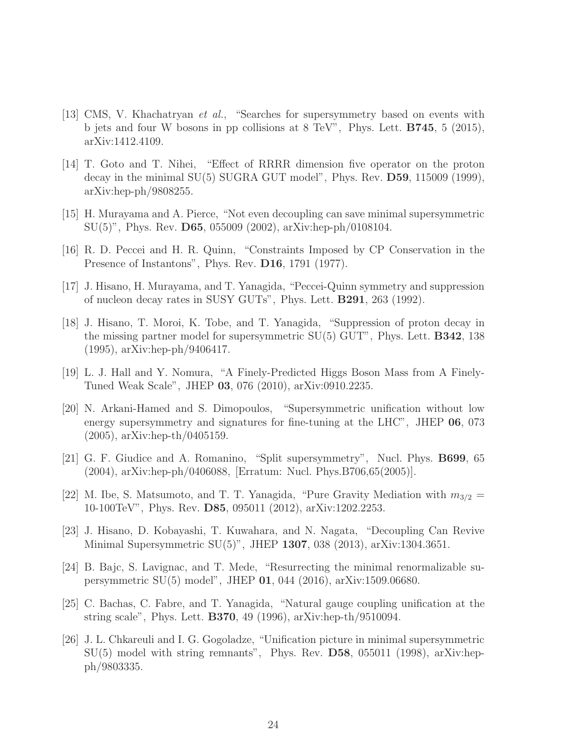[13] CMS, V. Khachatryan *et al.*, "Searches for supersymmetry based on events with b jets and four W bosons in pp collisions at 8 TeV", Phys. Lett. **B745**, 5 (2015), arXiv:1412.4109.

[14] T. Goto and T. Nihei, "Effect of RRRR dimension five operator on the proton decay in the minimal SU(5) SUGRA GUT model", Phys. Rev. **D59**, 115009 (1999), arXiv:hep-ph/9808255.

[15] H. Murayama and A. Pierce, "Not even decoupling can save minimal supersymmetric SU(5)", Phys. Rev. **D65**, 055009 (2002), arXiv:hep-ph/0108104.

[16] R. D. Peccei and H. R. Quinn, "Constraints Imposed by CP Conservation in the Presence of Instantons", Phys. Rev. **D16**, 1791 (1977).

[17] J. Hisano, H. Murayama, and T. Yanagida, "Peccei-Quinn symmetry and suppression of nucleon decay rates in SUSY GUTs", Phys. Lett. **B291**, 263 (1992).

[18] J. Hisano, T. Moroi, K. Tobe, and T. Yanagida, "Suppression of proton decay in the missing partner model for supersymmetric SU(5) GUT", Phys. Lett. **B342**, 138 (1995), arXiv:hep-ph/9406417.

[19] L. J. Hall and Y. Nomura, "A Finely-Predicted Higgs Boson Mass from A Finely-Tuned Weak Scale", JHEP **03**, 076 (2010), arXiv:0910.2235.

[20] N. Arkani-Hamed and S. Dimopoulos, "Supersymmetric unification without low energy supersymmetry and signatures for fine-tuning at the LHC", JHEP **06**, 073 (2005), arXiv:hep-th/0405159.

[21] G. F. Giudice and A. Romanino, "Split supersymmetry", Nucl. Phys. **B699**, 65 (2004), arXiv:hep-ph/0406088, [Erratum: Nucl. Phys.B706,65(2005)].

[22] M. Ibe, S. Matsumoto, and T. T. Yanagida, "Pure Gravity Mediation with $m_{3/2} =$ 10-100TeV", Phys. Rev. **D85**, 095011 (2012), arXiv:1202.2253.

[23] J. Hisano, D. Kobayashi, T. Kuwahara, and N. Nagata, "Decoupling Can Revive Minimal Supersymmetric SU(5)", JHEP **1307**, 038 (2013), arXiv:1304.3651.

[24] B. Bajc, S. Lavignac, and T. Mede, "Resurrecting the minimal renormalizable supersymmetric SU(5) model", JHEP **01**, 044 (2016), arXiv:1509.06680.

[25] C. Bachas, C. Fabre, and T. Yanagida, "Natural gauge coupling unification at the string scale", Phys. Lett. **B370**, 49 (1996), arXiv:hep-th/9510094.

[26] J. L. Chkareuli and I. G. Gogoladze, "Unification picture in minimal supersymmetric SU(5) model with string remnants", Phys. Rev. **D58**, 055011 (1998), arXiv:hep-ph/9803335.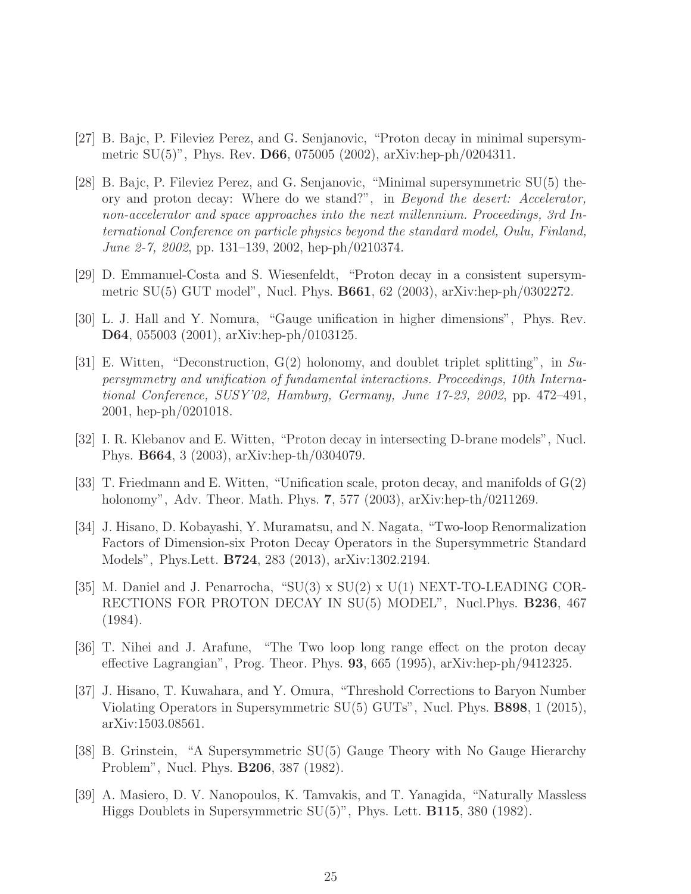[27] B. Bajc, P. Fileviez Perez, and G. Senjanovic, "Proton decay in minimal supersymmetric SU(5)", Phys. Rev. **D66**, 075005 (2002), arXiv:hep-ph/0204311.

[28] B. Bajc, P. Fileviez Perez, and G. Senjanovic, "Minimal supersymmetric SU(5) theory and proton decay: Where do we stand?", in *Beyond the desert: Accelerator, non-accelerator and space approaches into the next millennium. Proceedings, 3rd International Conference on particle physics beyond the standard model, Oulu, Finland, June 2-7, 2002*, pp. 131–139, 2002, hep-ph/0210374.

[29] D. Emmanuel-Costa and S. Wiesenfeldt, "Proton decay in a consistent supersymmetric SU(5) GUT model", Nucl. Phys. **B661**, 62 (2003), arXiv:hep-ph/0302272.

[30] L. J. Hall and Y. Nomura, "Gauge unification in higher dimensions", Phys. Rev. **D64**, 055003 (2001), arXiv:hep-ph/0103125.

[31] E. Witten, "Deconstruction, G(2) holonomy, and doublet triplet splitting", in *Supersymmetry and unification of fundamental interactions. Proceedings, 10th International Conference, SUSY'02, Hamburg, Germany, June 17-23, 2002*, pp. 472–491, 2001, hep-ph/0201018.

[32] I. R. Klebanov and E. Witten, "Proton decay in intersecting D-brane models", Nucl. Phys. **B664**, 3 (2003), arXiv:hep-th/0304079.

[33] T. Friedmann and E. Witten, "Unification scale, proton decay, and manifolds of G(2) holonomy", Adv. Theor. Math. Phys. **7**, 577 (2003), arXiv:hep-th/0211269.

[34] J. Hisano, D. Kobayashi, Y. Muramatsu, and N. Nagata, "Two-loop Renormalization Factors of Dimension-six Proton Decay Operators in the Supersymmetric Standard Models", Phys.Lett. **B724**, 283 (2013), arXiv:1302.2194.

[35] M. Daniel and J. Penarrocha, "SU(3) x SU(2) x U(1) NEXT-TO-LEADING CORRECTIONS FOR PROTON DECAY IN SU(5) MODEL", Nucl.Phys. **B236**, 467 (1984).

[36] T. Nihei and J. Arafune, "The Two loop long range effect on the proton decay effective Lagrangian", Prog. Theor. Phys. **93**, 665 (1995), arXiv:hep-ph/9412325.

[37] J. Hisano, T. Kuwahara, and Y. Omura, "Threshold Corrections to Baryon Number Violating Operators in Supersymmetric SU(5) GUTs", Nucl. Phys. **B898**, 1 (2015), arXiv:1503.08561.

[38] B. Grinstein, "A Supersymmetric SU(5) Gauge Theory with No Gauge Hierarchy Problem", Nucl. Phys. **B206**, 387 (1982).

[39] A. Masiero, D. V. Nanopoulos, K. Tamvakis, and T. Yanagida, "Naturally Massless Higgs Doublets in Supersymmetric SU(5)", Phys. Lett. **B115**, 380 (1982).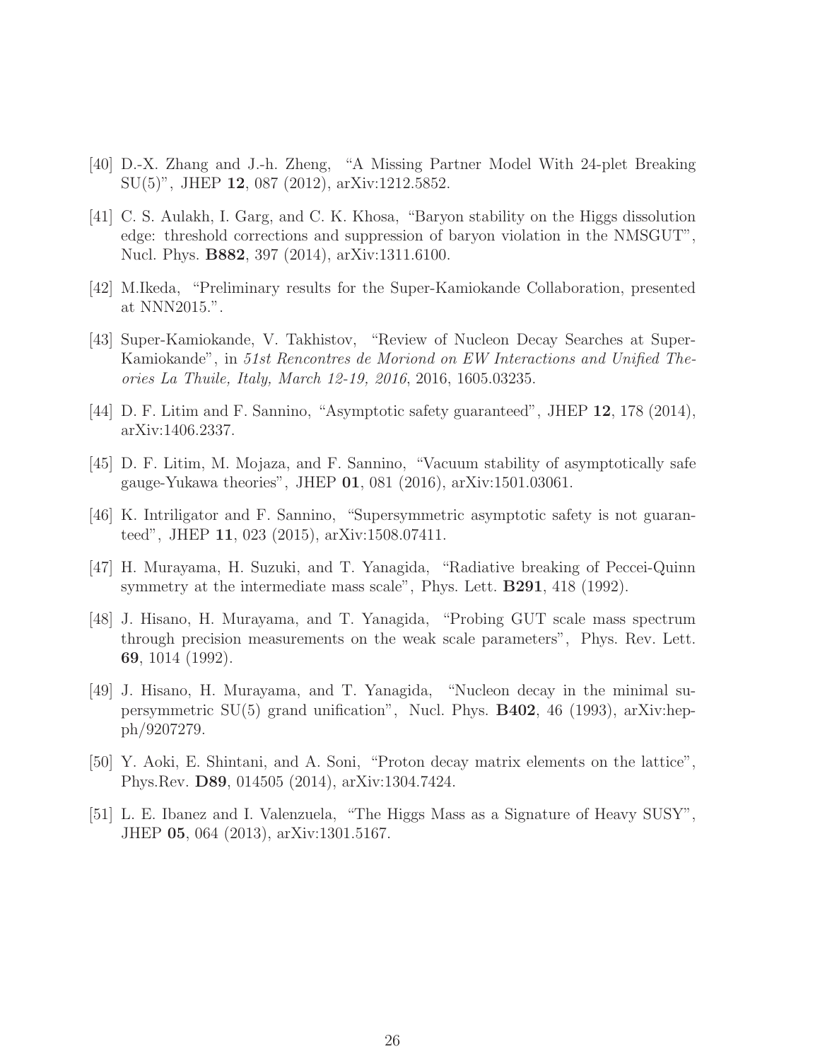[40] D.-X. Zhang and J.-h. Zheng, "A Missing Partner Model With 24-plet Breaking SU(5)", JHEP **12**, 087 (2012), arXiv:1212.5852.

[41] C. S. Aulakh, I. Garg, and C. K. Khosa, "Baryon stability on the Higgs dissolution edge: threshold corrections and suppression of baryon violation in the NMSGUT", Nucl. Phys. **B882**, 397 (2014), arXiv:1311.6100.

[42] M.Ikeda, "Preliminary results for the Super-Kamiokande Collaboration, presented at NNN2015.".

[43] Super-Kamiokande, V. Takhistov, "Review of Nucleon Decay Searches at Super-Kamiokande", in *51st Rencontres de Moriond on EW Interactions and Unified Theories La Thuile, Italy, March 12-19, 2016*, 2016, 1605.03235.

[44] D. F. Litim and F. Sannino, "Asymptotic safety guaranteed", JHEP **12**, 178 (2014), arXiv:1406.2337.

[45] D. F. Litim, M. Mojaza, and F. Sannino, "Vacuum stability of asymptotically safe gauge-Yukawa theories", JHEP **01**, 081 (2016), arXiv:1501.03061.

[46] K. Intriligator and F. Sannino, "Supersymmetric asymptotic safety is not guaranteed", JHEP **11**, 023 (2015), arXiv:1508.07411.

[47] H. Murayama, H. Suzuki, and T. Yanagida, "Radiative breaking of Peccei-Quinn symmetry at the intermediate mass scale", Phys. Lett. **B291**, 418 (1992).

[48] J. Hisano, H. Murayama, and T. Yanagida, "Probing GUT scale mass spectrum through precision measurements on the weak scale parameters", Phys. Rev. Lett. **69**, 1014 (1992).

[49] J. Hisano, H. Murayama, and T. Yanagida, "Nucleon decay in the minimal supersymmetric SU(5) grand unification", Nucl. Phys. **B402**, 46 (1993), arXiv:hep-ph/9207279.

[50] Y. Aoki, E. Shintani, and A. Soni, "Proton decay matrix elements on the lattice", Phys.Rev. **D89**, 014505 (2014), arXiv:1304.7424.

[51] L. E. Ibanez and I. Valenzuela, "The Higgs Mass as a Signature of Heavy SUSY", JHEP **05**, 064 (2013), arXiv:1301.5167.